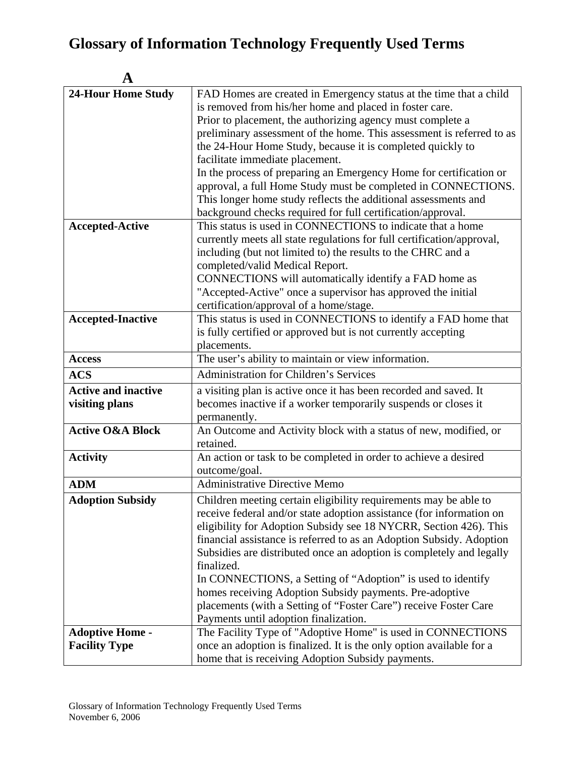# Glossary of Information Technology Frequently Used Terms

## A

| Term | Definition |
|---|---|
| **24-Hour Home Study** | FAD Homes are created in Emergency status at the time that a child is removed from his/her home and placed in foster care. Prior to placement, the authorizing agency must complete a preliminary assessment of the home. This assessment is referred to as the 24-Hour Home Study, because it is completed quickly to facilitate immediate placement. In the process of preparing an Emergency Home for certification or approval, a full Home Study must be completed in CONNECTIONS. This longer home study reflects the additional assessments and background checks required for full certification/approval. |
| **Accepted-Active** | This status is used in CONNECTIONS to indicate that a home currently meets all state regulations for full certification/approval, including (but not limited to) the results to the CHRC and a completed/valid Medical Report. CONNECTIONS will automatically identify a FAD home as "Accepted-Active" once a supervisor has approved the initial certification/approval of a home/stage. |
| **Accepted-Inactive** | This status is used in CONNECTIONS to identify a FAD home that is fully certified or approved but is not currently accepting placements. |
| **Access** | The user's ability to maintain or view information. |
| **ACS** | Administration for Children's Services |
| **Active and inactive visiting plans** | a visiting plan is active once it has been recorded and saved. It becomes inactive if a worker temporarily suspends or closes it permanently. |
| **Active O&A Block** | An Outcome and Activity block with a status of new, modified, or retained. |
| **Activity** | An action or task to be completed in order to achieve a desired outcome/goal. |
| **ADM** | Administrative Directive Memo |
| **Adoption Subsidy** | Children meeting certain eligibility requirements may be able to receive federal and/or state adoption assistance (for information on eligibility for Adoption Subsidy see 18 NYCRR, Section 426). This financial assistance is referred to as an Adoption Subsidy. Adoption Subsidies are distributed once an adoption is completely and legally finalized. In CONNECTIONS, a Setting of "Adoption" is used to identify homes receiving Adoption Subsidy payments. Pre-adoptive placements (with a Setting of "Foster Care") receive Foster Care Payments until adoption finalization. |
| **Adoptive Home - Facility Type** | The Facility Type of "Adoptive Home" is used in CONNECTIONS once an adoption is finalized. It is the only option available for a home that is receiving Adoption Subsidy payments. |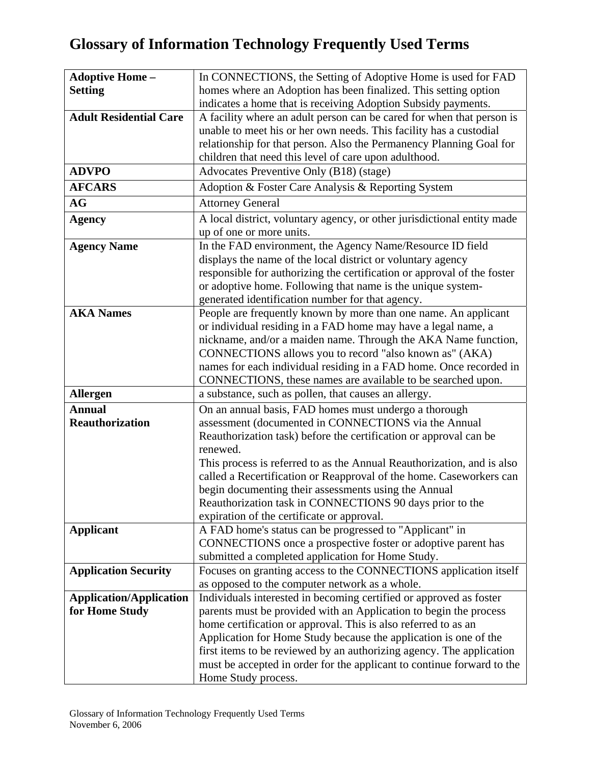# Glossary of Information Technology Frequently Used Terms

| Term | Definition |
|---|---|
| **Adoptive Home – Setting** | In CONNECTIONS, the Setting of Adoptive Home is used for FAD homes where an Adoption has been finalized. This setting option indicates a home that is receiving Adoption Subsidy payments. |
| **Adult Residential Care** | A facility where an adult person can be cared for when that person is unable to meet his or her own needs. This facility has a custodial relationship for that person. Also the Permanency Planning Goal for children that need this level of care upon adulthood. |
| **ADVPO** | Advocates Preventive Only (B18) (stage) |
| **AFCARS** | Adoption & Foster Care Analysis & Reporting System |
| **AG** | Attorney General |
| **Agency** | A local district, voluntary agency, or other jurisdictional entity made up of one or more units. |
| **Agency Name** | In the FAD environment, the Agency Name/Resource ID field displays the name of the local district or voluntary agency responsible for authorizing the certification or approval of the foster or adoptive home. Following that name is the unique system-generated identification number for that agency. |
| **AKA Names** | People are frequently known by more than one name. An applicant or individual residing in a FAD home may have a legal name, a nickname, and/or a maiden name. Through the AKA Name function, CONNECTIONS allows you to record "also known as" (AKA) names for each individual residing in a FAD home. Once recorded in CONNECTIONS, these names are available to be searched upon. |
| **Allergen** | a substance, such as pollen, that causes an allergy. |
| **Annual Reauthorization** | On an annual basis, FAD homes must undergo a thorough assessment (documented in CONNECTIONS via the Annual Reauthorization task) before the certification or approval can be renewed.<br>This process is referred to as the Annual Reauthorization, and is also called a Recertification or Reapproval of the home. Caseworkers can begin documenting their assessments using the Annual Reauthorization task in CONNECTIONS 90 days prior to the expiration of the certificate or approval. |
| **Applicant** | A FAD home's status can be progressed to "Applicant" in CONNECTIONS once a prospective foster or adoptive parent has submitted a completed application for Home Study. |
| **Application Security** | Focuses on granting access to the CONNECTIONS application itself as opposed to the computer network as a whole. |
| **Application/Application for Home Study** | Individuals interested in becoming certified or approved as foster parents must be provided with an Application to begin the process home certification or approval. This is also referred to as an Application for Home Study because the application is one of the first items to be reviewed by an authorizing agency. The application must be accepted in order for the applicant to continue forward to the Home Study process. |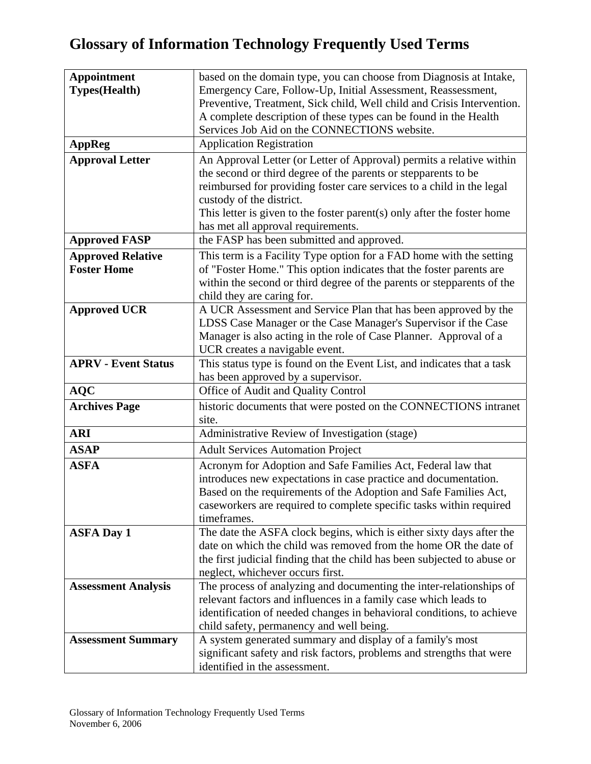# Glossary of Information Technology Frequently Used Terms

| | |
|---|---|
| **Appointment Types(Health)** | based on the domain type, you can choose from Diagnosis at Intake, Emergency Care, Follow-Up, Initial Assessment, Reassessment, Preventive, Treatment, Sick child, Well child and Crisis Intervention. A complete description of these types can be found in the Health Services Job Aid on the CONNECTIONS website. |
| **AppReg** | Application Registration |
| **Approval Letter** | An Approval Letter (or Letter of Approval) permits a relative within the second or third degree of the parents or stepparents to be reimbursed for providing foster care services to a child in the legal custody of the district.<br>This letter is given to the foster parent(s) only after the foster home has met all approval requirements. |
| **Approved FASP** | the FASP has been submitted and approved. |
| **Approved Relative Foster Home** | This term is a Facility Type option for a FAD home with the setting of "Foster Home." This option indicates that the foster parents are within the second or third degree of the parents or stepparents of the child they are caring for. |
| **Approved UCR** | A UCR Assessment and Service Plan that has been approved by the LDSS Case Manager or the Case Manager's Supervisor if the Case Manager is also acting in the role of Case Planner. Approval of a UCR creates a navigable event. |
| **APRV - Event Status** | This status type is found on the Event List, and indicates that a task has been approved by a supervisor. |
| **AQC** | Office of Audit and Quality Control |
| **Archives Page** | historic documents that were posted on the CONNECTIONS intranet site. |
| **ARI** | Administrative Review of Investigation (stage) |
| **ASAP** | Adult Services Automation Project |
| **ASFA** | Acronym for Adoption and Safe Families Act, Federal law that introduces new expectations in case practice and documentation. Based on the requirements of the Adoption and Safe Families Act, caseworkers are required to complete specific tasks within required timeframes. |
| **ASFA Day 1** | The date the ASFA clock begins, which is either sixty days after the date on which the child was removed from the home OR the date of the first judicial finding that the child has been subjected to abuse or neglect, whichever occurs first. |
| **Assessment Analysis** | The process of analyzing and documenting the inter-relationships of relevant factors and influences in a family case which leads to identification of needed changes in behavioral conditions, to achieve child safety, permanency and well being. |
| **Assessment Summary** | A system generated summary and display of a family's most significant safety and risk factors, problems and strengths that were identified in the assessment. |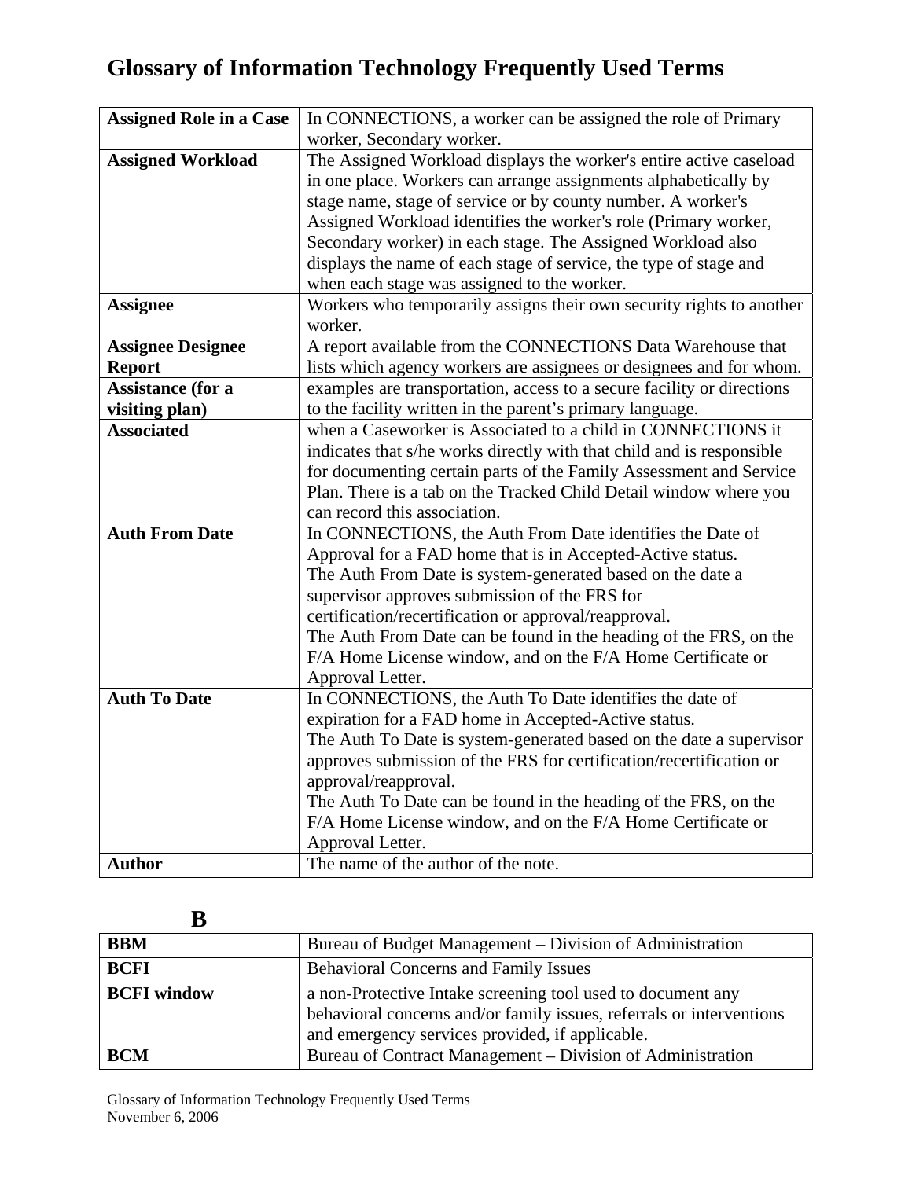# Glossary of Information Technology Frequently Used Terms

| | |
|---|---|
| **Assigned Role in a Case** | In CONNECTIONS, a worker can be assigned the role of Primary worker, Secondary worker. |
| **Assigned Workload** | The Assigned Workload displays the worker's entire active caseload in one place. Workers can arrange assignments alphabetically by stage name, stage of service or by county number. A worker's Assigned Workload identifies the worker's role (Primary worker, Secondary worker) in each stage. The Assigned Workload also displays the name of each stage of service, the type of stage and when each stage was assigned to the worker. |
| **Assignee** | Workers who temporarily assigns their own security rights to another worker. |
| **Assignee Designee Report** | A report available from the CONNECTIONS Data Warehouse that lists which agency workers are assignees or designees and for whom. |
| **Assistance (for a visiting plan)** | examples are transportation, access to a secure facility or directions to the facility written in the parent's primary language. |
| **Associated** | when a Caseworker is Associated to a child in CONNECTIONS it indicates that s/he works directly with that child and is responsible for documenting certain parts of the Family Assessment and Service Plan. There is a tab on the Tracked Child Detail window where you can record this association. |
| **Auth From Date** | In CONNECTIONS, the Auth From Date identifies the Date of Approval for a FAD home that is in Accepted-Active status.<br>The Auth From Date is system-generated based on the date a supervisor approves submission of the FRS for certification/recertification or approval/reapproval.<br>The Auth From Date can be found in the heading of the FRS, on the F/A Home License window, and on the F/A Home Certificate or Approval Letter. |
| **Auth To Date** | In CONNECTIONS, the Auth To Date identifies the date of expiration for a FAD home in Accepted-Active status.<br>The Auth To Date is system-generated based on the date a supervisor approves submission of the FRS for certification/recertification or approval/reapproval.<br>The Auth To Date can be found in the heading of the FRS, on the F/A Home License window, and on the F/A Home Certificate or Approval Letter. |
| **Author** | The name of the author of the note. |

## B

| | |
|---|---|
| **BBM** | Bureau of Budget Management – Division of Administration |
| **BCFI** | Behavioral Concerns and Family Issues |
| **BCFI window** | a non-Protective Intake screening tool used to document any behavioral concerns and/or family issues, referrals or interventions and emergency services provided, if applicable. |
| **BCM** | Bureau of Contract Management – Division of Administration |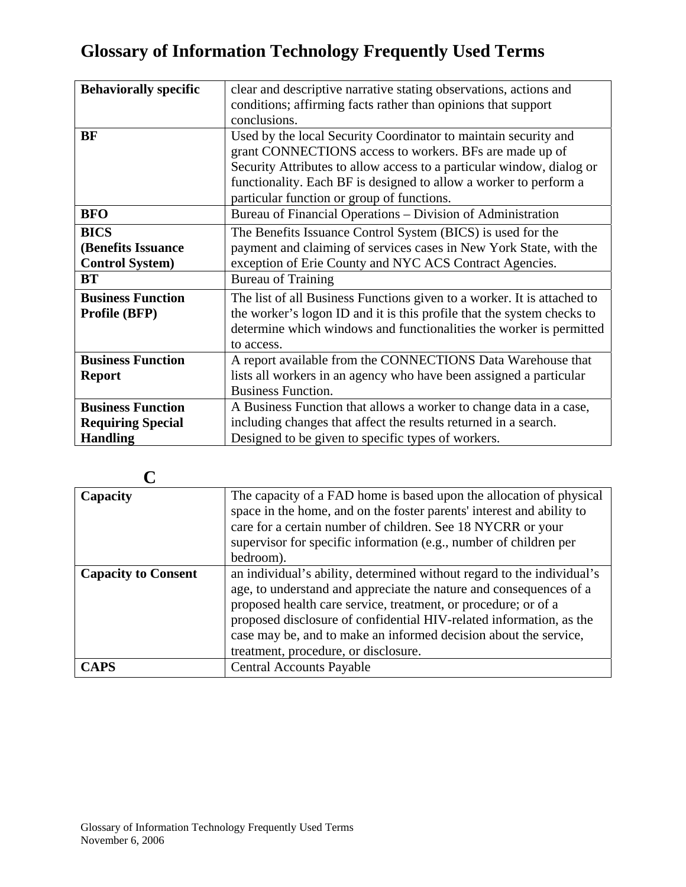# Glossary of Information Technology Frequently Used Terms

| | |
|---|---|
| **Behaviorally specific** | clear and descriptive narrative stating observations, actions and conditions; affirming facts rather than opinions that support conclusions. |
| **BF** | Used by the local Security Coordinator to maintain security and grant CONNECTIONS access to workers. BFs are made up of Security Attributes to allow access to a particular window, dialog or functionality. Each BF is designed to allow a worker to perform a particular function or group of functions. |
| **BFO** | Bureau of Financial Operations – Division of Administration |
| **BICS (Benefits Issuance Control System)** | The Benefits Issuance Control System (BICS) is used for the payment and claiming of services cases in New York State, with the exception of Erie County and NYC ACS Contract Agencies. |
| **BT** | Bureau of Training |
| **Business Function Profile (BFP)** | The list of all Business Functions given to a worker. It is attached to the worker's logon ID and it is this profile that the system checks to determine which windows and functionalities the worker is permitted to access. |
| **Business Function Report** | A report available from the CONNECTIONS Data Warehouse that lists all workers in an agency who have been assigned a particular Business Function. |
| **Business Function Requiring Special Handling** | A Business Function that allows a worker to change data in a case, including changes that affect the results returned in a search. Designed to be given to specific types of workers. |

## C

| | |
|---|---|
| **Capacity** | The capacity of a FAD home is based upon the allocation of physical space in the home, and on the foster parents' interest and ability to care for a certain number of children. See 18 NYCRR or your supervisor for specific information (e.g., number of children per bedroom). |
| **Capacity to Consent** | an individual's ability, determined without regard to the individual's age, to understand and appreciate the nature and consequences of a proposed health care service, treatment, or procedure; or of a proposed disclosure of confidential HIV-related information, as the case may be, and to make an informed decision about the service, treatment, procedure, or disclosure. |
| **CAPS** | Central Accounts Payable |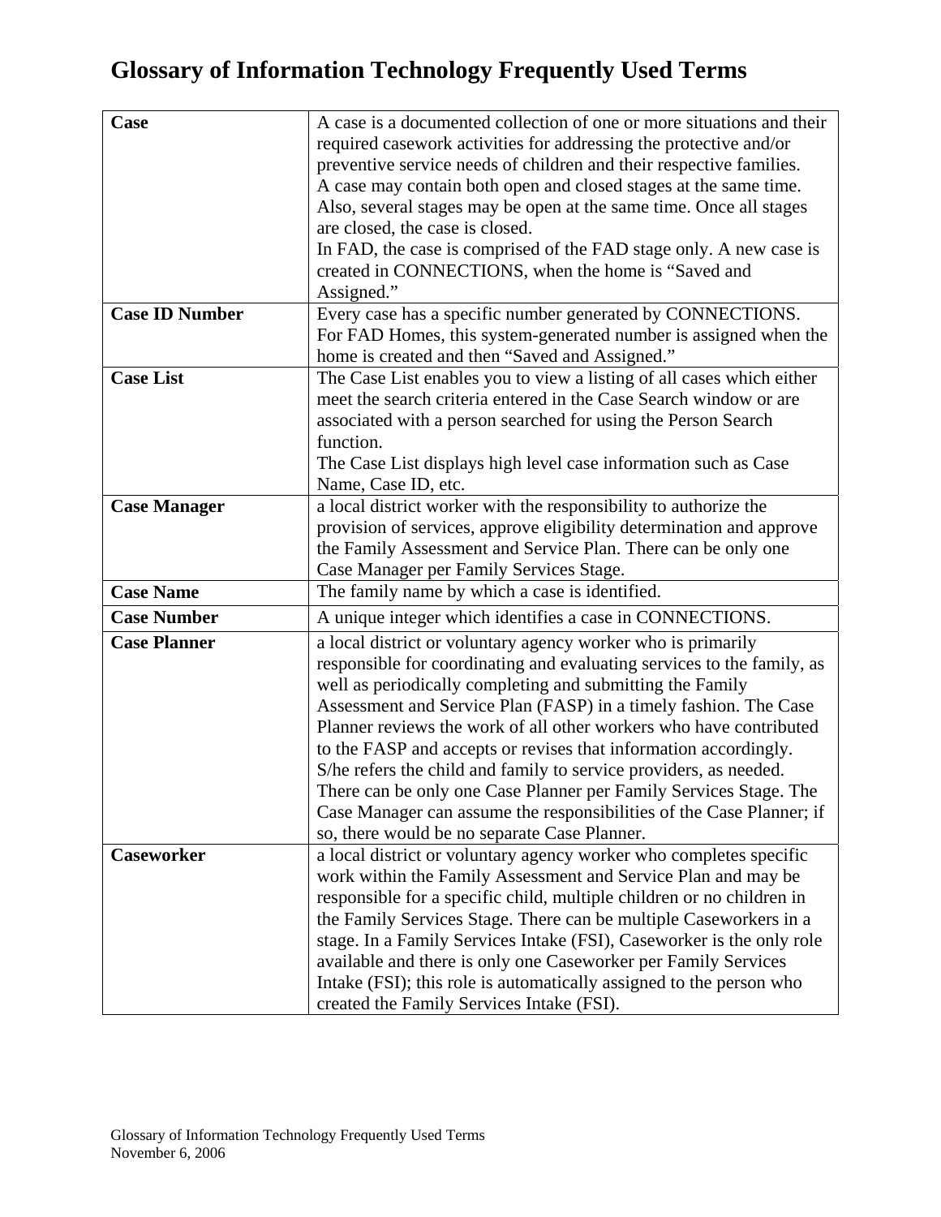# Glossary of Information Technology Frequently Used Terms

| Term | Definition |
|---|---|
| **Case** | A case is a documented collection of one or more situations and their required casework activities for addressing the protective and/or preventive service needs of children and their respective families. A case may contain both open and closed stages at the same time. Also, several stages may be open at the same time. Once all stages are closed, the case is closed. In FAD, the case is comprised of the FAD stage only. A new case is created in CONNECTIONS, when the home is "Saved and Assigned." |
| **Case ID Number** | Every case has a specific number generated by CONNECTIONS. For FAD Homes, this system-generated number is assigned when the home is created and then "Saved and Assigned." |
| **Case List** | The Case List enables you to view a listing of all cases which either meet the search criteria entered in the Case Search window or are associated with a person searched for using the Person Search function. The Case List displays high level case information such as Case Name, Case ID, etc. |
| **Case Manager** | a local district worker with the responsibility to authorize the provision of services, approve eligibility determination and approve the Family Assessment and Service Plan. There can be only one Case Manager per Family Services Stage. |
| **Case Name** | The family name by which a case is identified. |
| **Case Number** | A unique integer which identifies a case in CONNECTIONS. |
| **Case Planner** | a local district or voluntary agency worker who is primarily responsible for coordinating and evaluating services to the family, as well as periodically completing and submitting the Family Assessment and Service Plan (FASP) in a timely fashion. The Case Planner reviews the work of all other workers who have contributed to the FASP and accepts or revises that information accordingly. S/he refers the child and family to service providers, as needed. There can be only one Case Planner per Family Services Stage. The Case Manager can assume the responsibilities of the Case Planner; if so, there would be no separate Case Planner. |
| **Caseworker** | a local district or voluntary agency worker who completes specific work within the Family Assessment and Service Plan and may be responsible for a specific child, multiple children or no children in the Family Services Stage. There can be multiple Caseworkers in a stage. In a Family Services Intake (FSI), Caseworker is the only role available and there is only one Caseworker per Family Services Intake (FSI); this role is automatically assigned to the person who created the Family Services Intake (FSI). |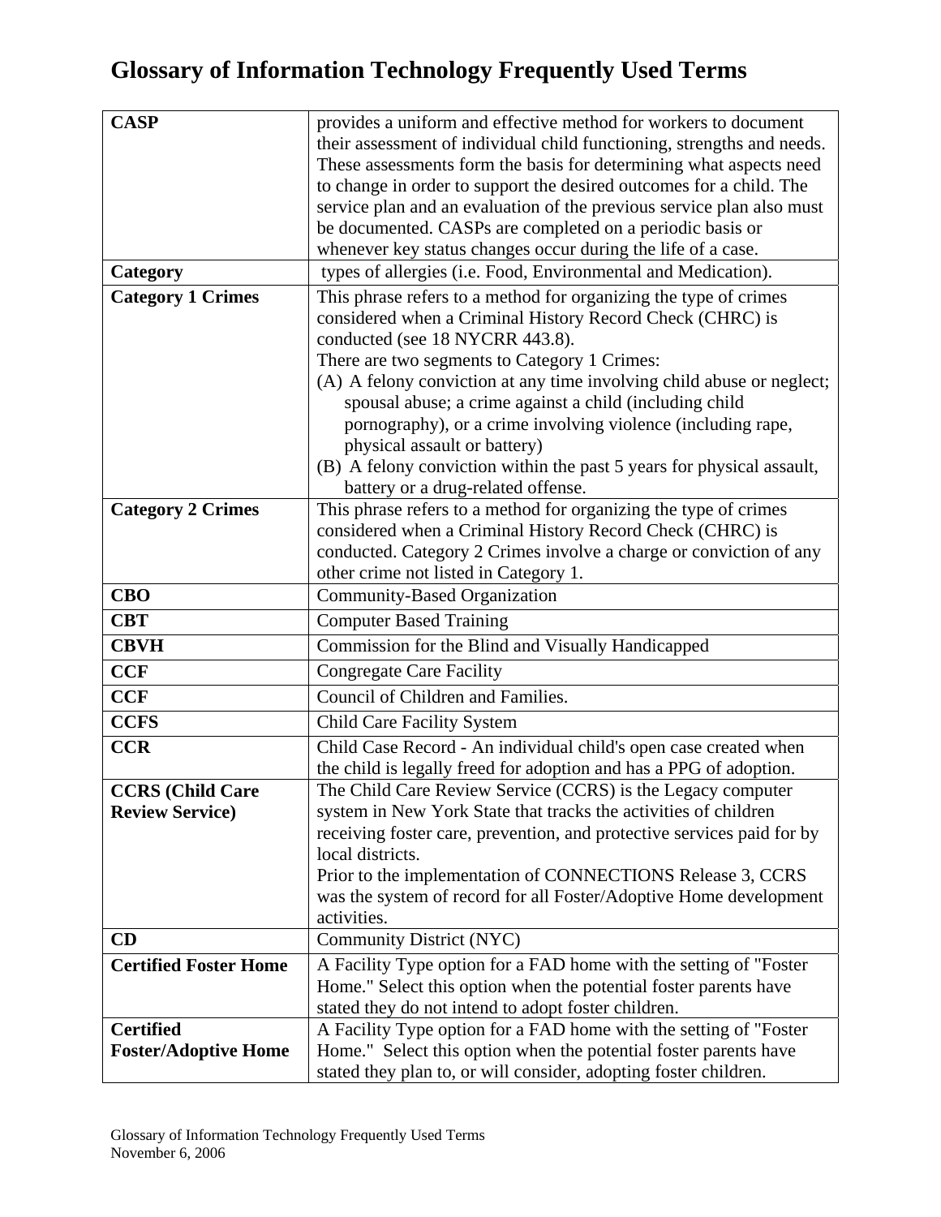# Glossary of Information Technology Frequently Used Terms

| | |
|---|---|
| **CASP** | provides a uniform and effective method for workers to document their assessment of individual child functioning, strengths and needs. These assessments form the basis for determining what aspects need to change in order to support the desired outcomes for a child. The service plan and an evaluation of the previous service plan also must be documented. CASPs are completed on a periodic basis or whenever key status changes occur during the life of a case. |
| **Category** | types of allergies (i.e. Food, Environmental and Medication). |
| **Category 1 Crimes** | This phrase refers to a method for organizing the type of crimes considered when a Criminal History Record Check (CHRC) is conducted (see 18 NYCRR 443.8).<br>There are two segments to Category 1 Crimes:<br>(A) A felony conviction at any time involving child abuse or neglect; spousal abuse; a crime against a child (including child pornography), or a crime involving violence (including rape, physical assault or battery)<br>(B) A felony conviction within the past 5 years for physical assault, battery or a drug-related offense. |
| **Category 2 Crimes** | This phrase refers to a method for organizing the type of crimes considered when a Criminal History Record Check (CHRC) is conducted. Category 2 Crimes involve a charge or conviction of any other crime not listed in Category 1. |
| **CBO** | Community-Based Organization |
| **CBT** | Computer Based Training |
| **CBVH** | Commission for the Blind and Visually Handicapped |
| **CCF** | Congregate Care Facility |
| **CCF** | Council of Children and Families. |
| **CCFS** | Child Care Facility System |
| **CCR** | Child Case Record - An individual child's open case created when the child is legally freed for adoption and has a PPG of adoption. |
| **CCRS (Child Care Review Service)** | The Child Care Review Service (CCRS) is the Legacy computer system in New York State that tracks the activities of children receiving foster care, prevention, and protective services paid for by local districts.<br>Prior to the implementation of CONNECTIONS Release 3, CCRS was the system of record for all Foster/Adoptive Home development activities. |
| **CD** | Community District (NYC) |
| **Certified Foster Home** | A Facility Type option for a FAD home with the setting of "Foster Home." Select this option when the potential foster parents have stated they do not intend to adopt foster children. |
| **Certified Foster/Adoptive Home** | A Facility Type option for a FAD home with the setting of "Foster Home." Select this option when the potential foster parents have stated they plan to, or will consider, adopting foster children. |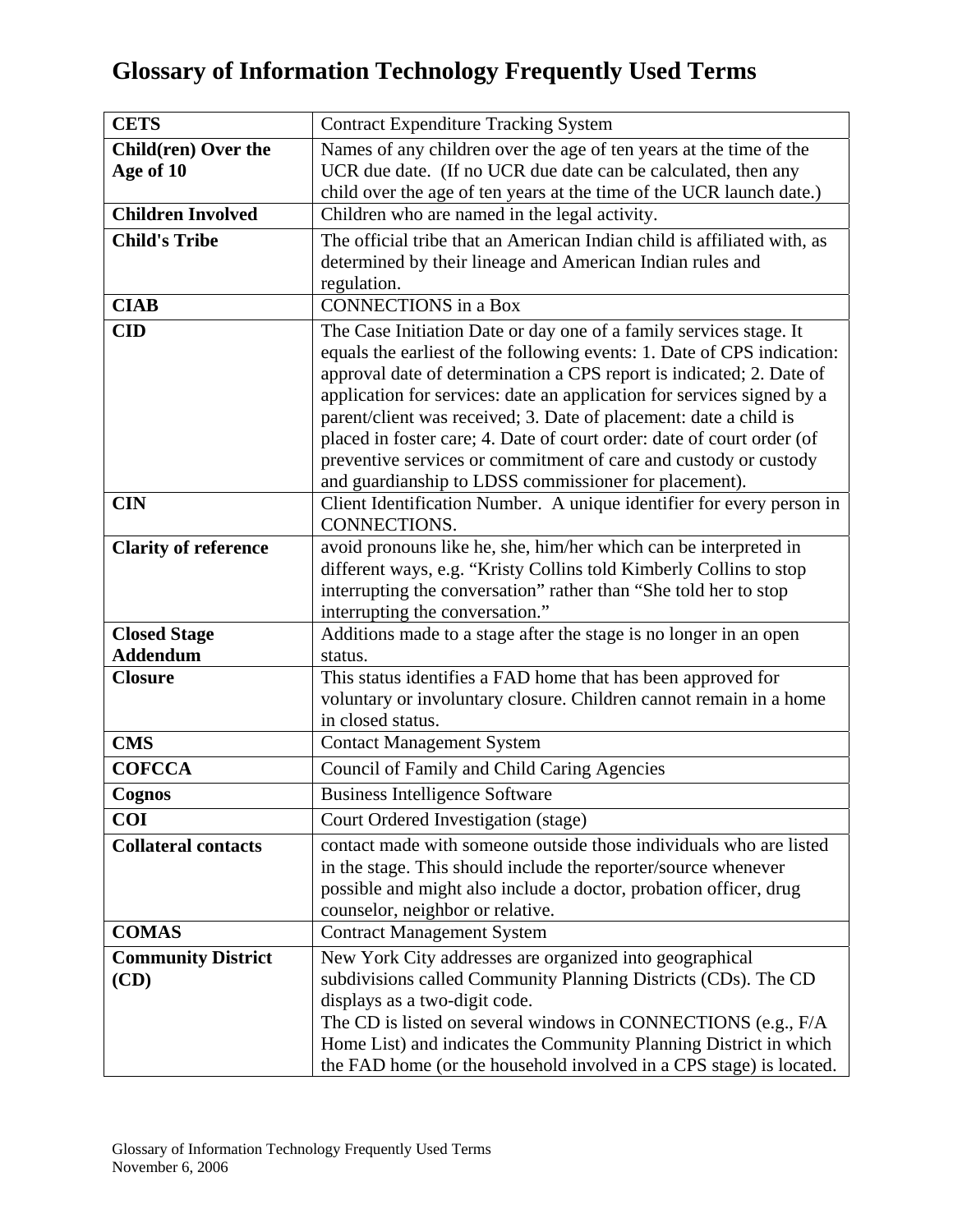# Glossary of Information Technology Frequently Used Terms

| | |
|---|---|
| **CETS** | Contract Expenditure Tracking System |
| **Child(ren) Over the Age of 10** | Names of any children over the age of ten years at the time of the UCR due date. (If no UCR due date can be calculated, then any child over the age of ten years at the time of the UCR launch date.) |
| **Children Involved** | Children who are named in the legal activity. |
| **Child's Tribe** | The official tribe that an American Indian child is affiliated with, as determined by their lineage and American Indian rules and regulation. |
| **CIAB** | CONNECTIONS in a Box |
| **CID** | The Case Initiation Date or day one of a family services stage. It equals the earliest of the following events: 1. Date of CPS indication: approval date of determination a CPS report is indicated; 2. Date of application for services: date an application for services signed by a parent/client was received; 3. Date of placement: date a child is placed in foster care; 4. Date of court order: date of court order (of preventive services or commitment of care and custody or custody and guardianship to LDSS commissioner for placement). |
| **CIN** | Client Identification Number. A unique identifier for every person in CONNECTIONS. |
| **Clarity of reference** | avoid pronouns like he, she, him/her which can be interpreted in different ways, e.g. "Kristy Collins told Kimberly Collins to stop interrupting the conversation" rather than "She told her to stop interrupting the conversation." |
| **Closed Stage Addendum** | Additions made to a stage after the stage is no longer in an open status. |
| **Closure** | This status identifies a FAD home that has been approved for voluntary or involuntary closure. Children cannot remain in a home in closed status. |
| **CMS** | Contact Management System |
| **COFCCA** | Council of Family and Child Caring Agencies |
| **Cognos** | Business Intelligence Software |
| **COI** | Court Ordered Investigation (stage) |
| **Collateral contacts** | contact made with someone outside those individuals who are listed in the stage. This should include the reporter/source whenever possible and might also include a doctor, probation officer, drug counselor, neighbor or relative. |
| **COMAS** | Contract Management System |
| **Community District (CD)** | New York City addresses are organized into geographical subdivisions called Community Planning Districts (CDs). The CD displays as a two-digit code.<br>The CD is listed on several windows in CONNECTIONS (e.g., F/A Home List) and indicates the Community Planning District in which the FAD home (or the household involved in a CPS stage) is located. |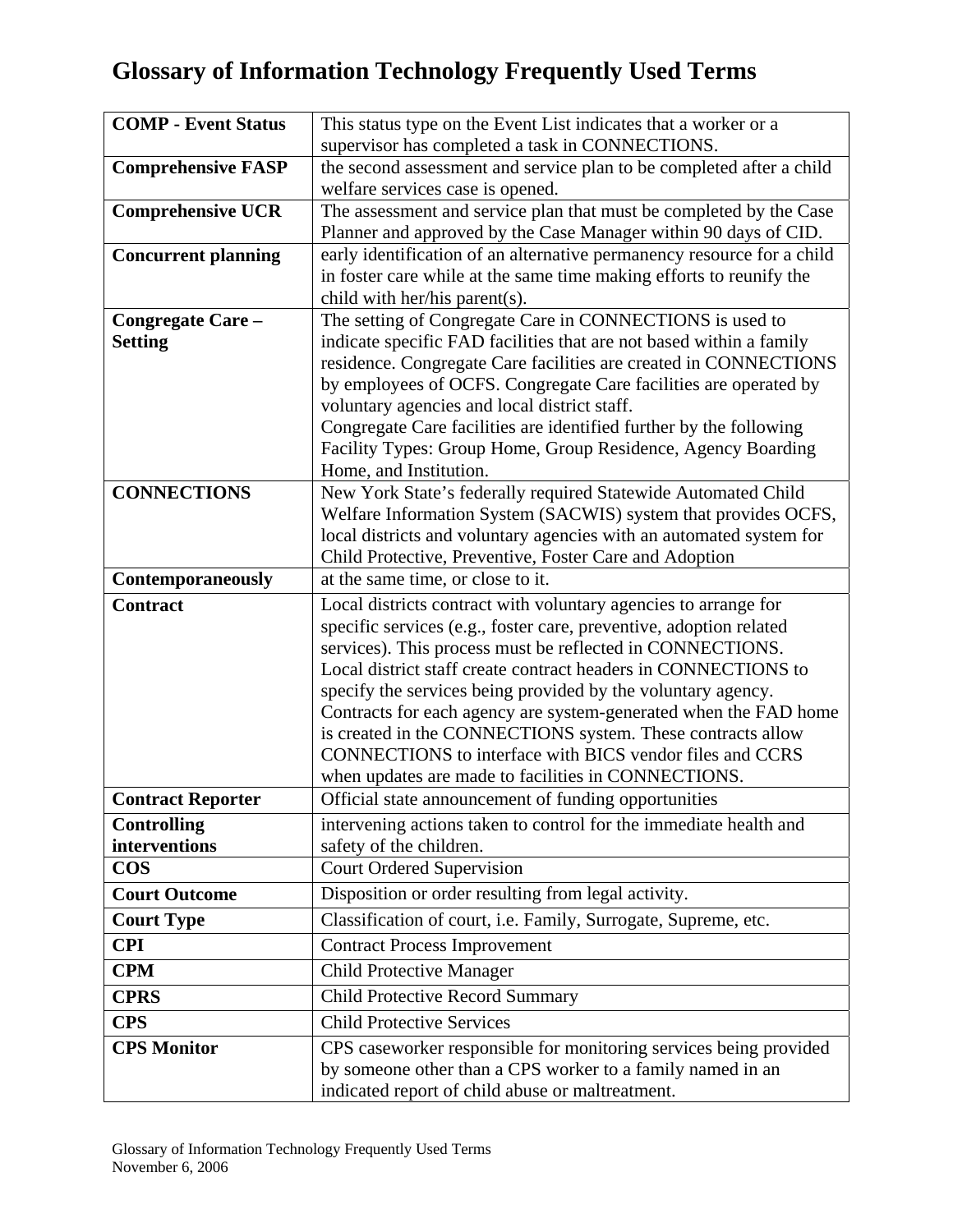# Glossary of Information Technology Frequently Used Terms

| Term | Definition |
| --- | --- |
| **COMP - Event Status** | This status type on the Event List indicates that a worker or a supervisor has completed a task in CONNECTIONS. |
| **Comprehensive FASP** | the second assessment and service plan to be completed after a child welfare services case is opened. |
| **Comprehensive UCR** | The assessment and service plan that must be completed by the Case Planner and approved by the Case Manager within 90 days of CID. |
| **Concurrent planning** | early identification of an alternative permanency resource for a child in foster care while at the same time making efforts to reunify the child with her/his parent(s). |
| **Congregate Care – Setting** | The setting of Congregate Care in CONNECTIONS is used to indicate specific FAD facilities that are not based within a family residence. Congregate Care facilities are created in CONNECTIONS by employees of OCFS. Congregate Care facilities are operated by voluntary agencies and local district staff. Congregate Care facilities are identified further by the following Facility Types: Group Home, Group Residence, Agency Boarding Home, and Institution. |
| **CONNECTIONS** | New York State's federally required Statewide Automated Child Welfare Information System (SACWIS) system that provides OCFS, local districts and voluntary agencies with an automated system for Child Protective, Preventive, Foster Care and Adoption |
| **Contemporaneously** | at the same time, or close to it. |
| **Contract** | Local districts contract with voluntary agencies to arrange for specific services (e.g., foster care, preventive, adoption related services). This process must be reflected in CONNECTIONS. Local district staff create contract headers in CONNECTIONS to specify the services being provided by the voluntary agency. Contracts for each agency are system-generated when the FAD home is created in the CONNECTIONS system. These contracts allow CONNECTIONS to interface with BICS vendor files and CCRS when updates are made to facilities in CONNECTIONS. |
| **Contract Reporter** | Official state announcement of funding opportunities |
| **Controlling interventions** | intervening actions taken to control for the immediate health and safety of the children. |
| **COS** | Court Ordered Supervision |
| **Court Outcome** | Disposition or order resulting from legal activity. |
| **Court Type** | Classification of court, i.e. Family, Surrogate, Supreme, etc. |
| **CPI** | Contract Process Improvement |
| **CPM** | Child Protective Manager |
| **CPRS** | Child Protective Record Summary |
| **CPS** | Child Protective Services |
| **CPS Monitor** | CPS caseworker responsible for monitoring services being provided by someone other than a CPS worker to a family named in an indicated report of child abuse or maltreatment. |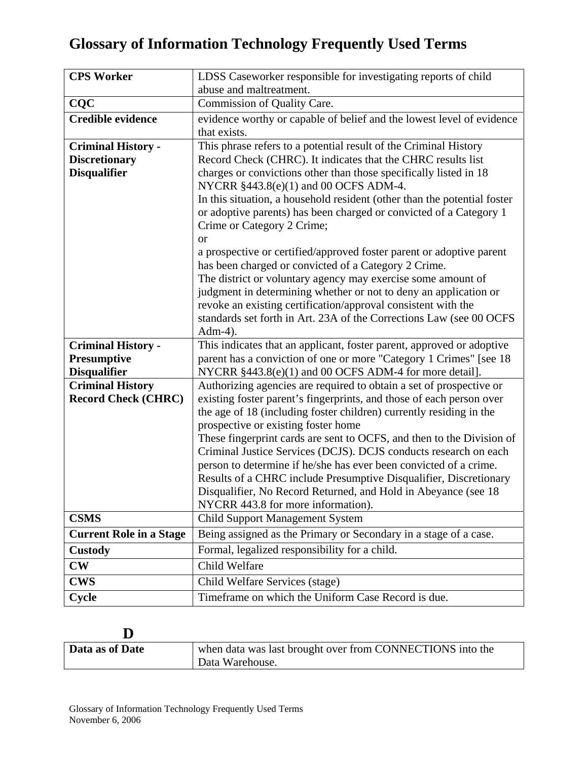# Glossary of Information Technology Frequently Used Terms

| | |
|---|---|
| **CPS Worker** | LDSS Caseworker responsible for investigating reports of child abuse and maltreatment. |
| **CQC** | Commission of Quality Care. |
| **Credible evidence** | evidence worthy or capable of belief and the lowest level of evidence that exists. |
| **Criminal History - Discretionary Disqualifier** | This phrase refers to a potential result of the Criminal History Record Check (CHRC). It indicates that the CHRC results list charges or convictions other than those specifically listed in 18 NYCRR §443.8(e)(1) and 00 OCFS ADM-4.<br>In this situation, a household resident (other than the potential foster or adoptive parents) has been charged or convicted of a Category 1 Crime or Category 2 Crime;<br>or<br>a prospective or certified/approved foster parent or adoptive parent has been charged or convicted of a Category 2 Crime.<br>The district or voluntary agency may exercise some amount of judgment in determining whether or not to deny an application or revoke an existing certification/approval consistent with the standards set forth in Art. 23A of the Corrections Law (see 00 OCFS Adm-4). |
| **Criminal History - Presumptive Disqualifier** | This indicates that an applicant, foster parent, approved or adoptive parent has a conviction of one or more "Category 1 Crimes" [see 18 NYCRR §443.8(e)(1) and 00 OCFS ADM-4 for more detail]. |
| **Criminal History Record Check (CHRC)** | Authorizing agencies are required to obtain a set of prospective or existing foster parent's fingerprints, and those of each person over the age of 18 (including foster children) currently residing in the prospective or existing foster home<br>These fingerprint cards are sent to OCFS, and then to the Division of Criminal Justice Services (DCJS). DCJS conducts research on each person to determine if he/she has ever been convicted of a crime. Results of a CHRC include Presumptive Disqualifier, Discretionary Disqualifier, No Record Returned, and Hold in Abeyance (see 18 NYCRR 443.8 for more information). |
| **CSMS** | Child Support Management System |
| **Current Role in a Stage** | Being assigned as the Primary or Secondary in a stage of a case. |
| **Custody** | Formal, legalized responsibility for a child. |
| **CW** | Child Welfare |
| **CWS** | Child Welfare Services (stage) |
| **Cycle** | Timeframe on which the Uniform Case Record is due. |

## D

| | |
|---|---|
| **Data as of Date** | when data was last brought over from CONNECTIONS into the Data Warehouse. |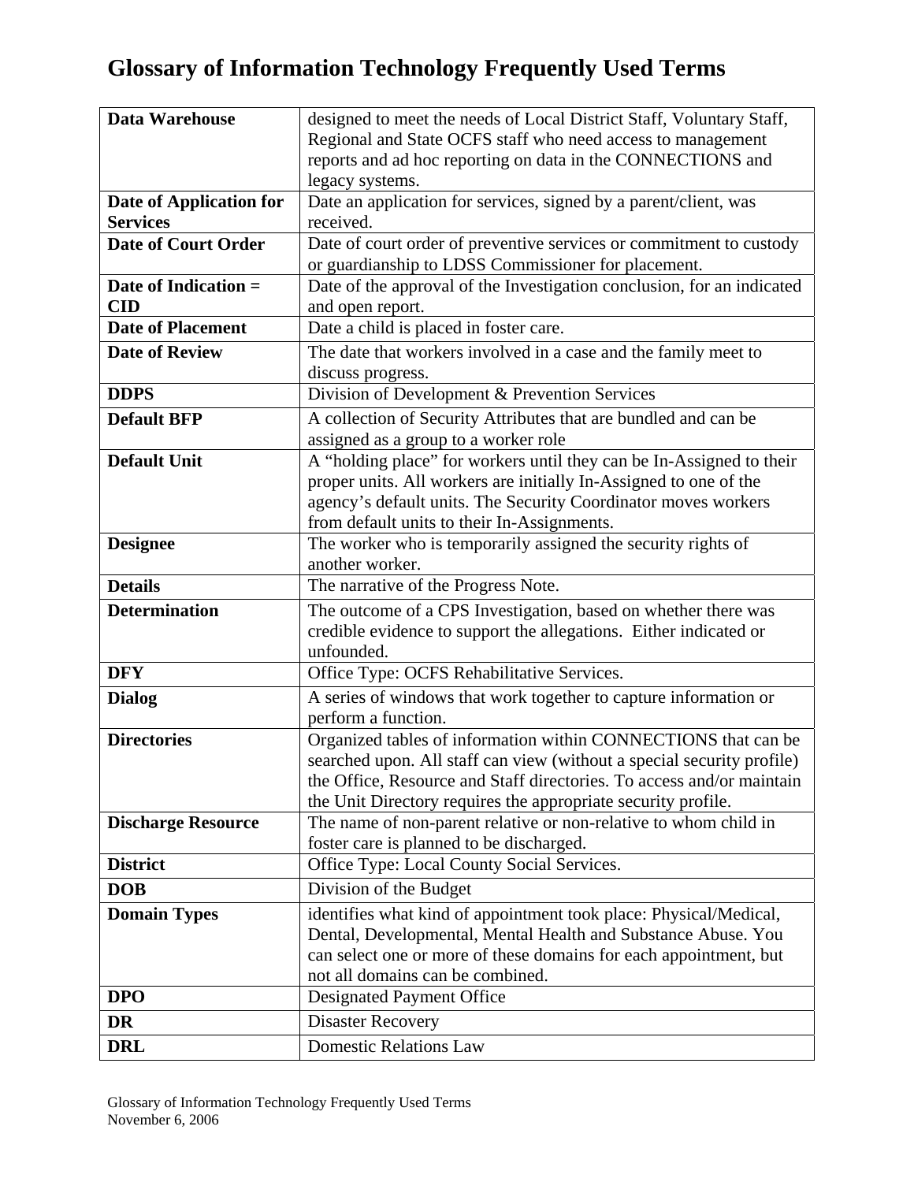# Glossary of Information Technology Frequently Used Terms

| Term | Definition |
|---|---|
| **Data Warehouse** | designed to meet the needs of Local District Staff, Voluntary Staff, Regional and State OCFS staff who need access to management reports and ad hoc reporting on data in the CONNECTIONS and legacy systems. |
| **Date of Application for Services** | Date an application for services, signed by a parent/client, was received. |
| **Date of Court Order** | Date of court order of preventive services or commitment to custody or guardianship to LDSS Commissioner for placement. |
| **Date of Indication = CID** | Date of the approval of the Investigation conclusion, for an indicated and open report. |
| **Date of Placement** | Date a child is placed in foster care. |
| **Date of Review** | The date that workers involved in a case and the family meet to discuss progress. |
| **DDPS** | Division of Development & Prevention Services |
| **Default BFP** | A collection of Security Attributes that are bundled and can be assigned as a group to a worker role |
| **Default Unit** | A "holding place" for workers until they can be In-Assigned to their proper units. All workers are initially In-Assigned to one of the agency's default units. The Security Coordinator moves workers from default units to their In-Assignments. |
| **Designee** | The worker who is temporarily assigned the security rights of another worker. |
| **Details** | The narrative of the Progress Note. |
| **Determination** | The outcome of a CPS Investigation, based on whether there was credible evidence to support the allegations. Either indicated or unfounded. |
| **DFY** | Office Type: OCFS Rehabilitative Services. |
| **Dialog** | A series of windows that work together to capture information or perform a function. |
| **Directories** | Organized tables of information within CONNECTIONS that can be searched upon. All staff can view (without a special security profile) the Office, Resource and Staff directories. To access and/or maintain the Unit Directory requires the appropriate security profile. |
| **Discharge Resource** | The name of non-parent relative or non-relative to whom child in foster care is planned to be discharged. |
| **District** | Office Type: Local County Social Services. |
| **DOB** | Division of the Budget |
| **Domain Types** | identifies what kind of appointment took place: Physical/Medical, Dental, Developmental, Mental Health and Substance Abuse. You can select one or more of these domains for each appointment, but not all domains can be combined. |
| **DPO** | Designated Payment Office |
| **DR** | Disaster Recovery |
| **DRL** | Domestic Relations Law |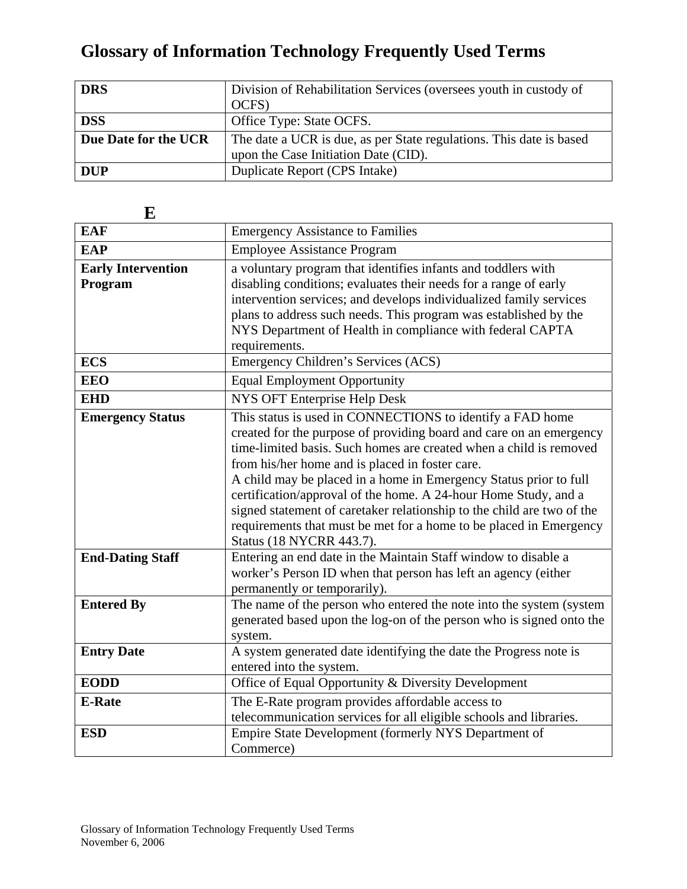# Glossary of Information Technology Frequently Used Terms

| | |
|---|---|
| **DRS** | Division of Rehabilitation Services (oversees youth in custody of OCFS) |
| **DSS** | Office Type: State OCFS. |
| **Due Date for the UCR** | The date a UCR is due, as per State regulations. This date is based upon the Case Initiation Date (CID). |
| **DUP** | Duplicate Report (CPS Intake) |

## E

| | |
|---|---|
| **EAF** | Emergency Assistance to Families |
| **EAP** | Employee Assistance Program |
| **Early Intervention Program** | a voluntary program that identifies infants and toddlers with disabling conditions; evaluates their needs for a range of early intervention services; and develops individualized family services plans to address such needs. This program was established by the NYS Department of Health in compliance with federal CAPTA requirements. |
| **ECS** | Emergency Children's Services (ACS) |
| **EEO** | Equal Employment Opportunity |
| **EHD** | NYS OFT Enterprise Help Desk |
| **Emergency Status** | This status is used in CONNECTIONS to identify a FAD home created for the purpose of providing board and care on an emergency time-limited basis. Such homes are created when a child is removed from his/her home and is placed in foster care.<br>A child may be placed in a home in Emergency Status prior to full certification/approval of the home. A 24-hour Home Study, and a signed statement of caretaker relationship to the child are two of the requirements that must be met for a home to be placed in Emergency Status (18 NYCRR 443.7). |
| **End-Dating Staff** | Entering an end date in the Maintain Staff window to disable a worker's Person ID when that person has left an agency (either permanently or temporarily). |
| **Entered By** | The name of the person who entered the note into the system (system generated based upon the log-on of the person who is signed onto the system. |
| **Entry Date** | A system generated date identifying the date the Progress note is entered into the system. |
| **EODD** | Office of Equal Opportunity & Diversity Development |
| **E-Rate** | The E-Rate program provides affordable access to telecommunication services for all eligible schools and libraries. |
| **ESD** | Empire State Development (formerly NYS Department of Commerce) |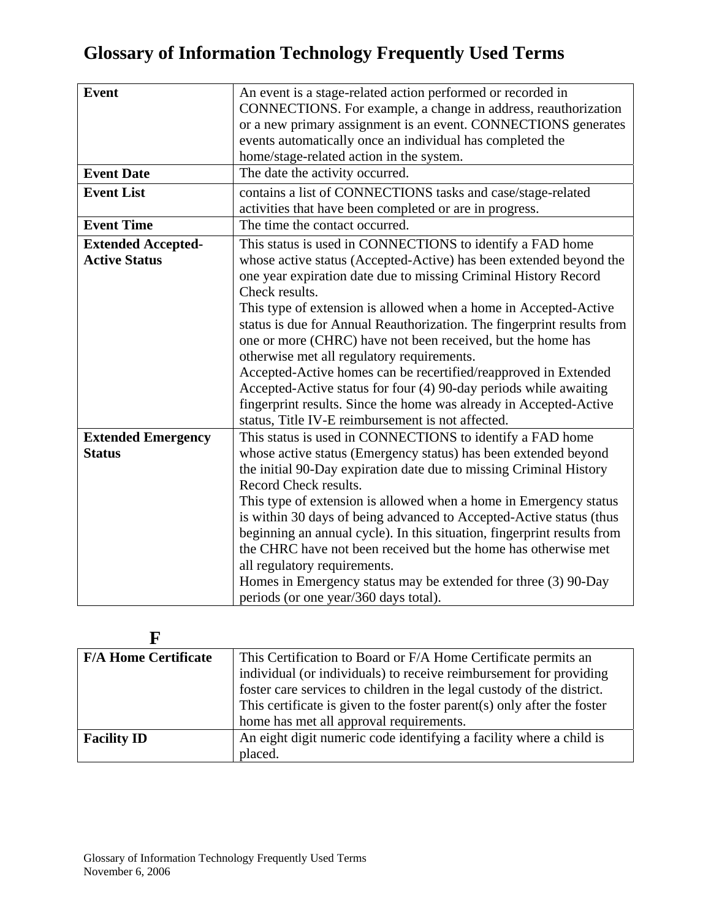# Glossary of Information Technology Frequently Used Terms

| | |
|---|---|
| **Event** | An event is a stage-related action performed or recorded in CONNECTIONS. For example, a change in address, reauthorization or a new primary assignment is an event. CONNECTIONS generates events automatically once an individual has completed the home/stage-related action in the system. |
| **Event Date** | The date the activity occurred. |
| **Event List** | contains a list of CONNECTIONS tasks and case/stage-related activities that have been completed or are in progress. |
| **Event Time** | The time the contact occurred. |
| **Extended Accepted-Active Status** | This status is used in CONNECTIONS to identify a FAD home whose active status (Accepted-Active) has been extended beyond the one year expiration date due to missing Criminal History Record Check results.<br>This type of extension is allowed when a home in Accepted-Active status is due for Annual Reauthorization. The fingerprint results from one or more (CHRC) have not been received, but the home has otherwise met all regulatory requirements.<br>Accepted-Active homes can be recertified/reapproved in Extended Accepted-Active status for four (4) 90-day periods while awaiting fingerprint results. Since the home was already in Accepted-Active status, Title IV-E reimbursement is not affected. |
| **Extended Emergency Status** | This status is used in CONNECTIONS to identify a FAD home whose active status (Emergency status) has been extended beyond the initial 90-Day expiration date due to missing Criminal History Record Check results.<br>This type of extension is allowed when a home in Emergency status is within 30 days of being advanced to Accepted-Active status (thus beginning an annual cycle). In this situation, fingerprint results from the CHRC have not been received but the home has otherwise met all regulatory requirements.<br>Homes in Emergency status may be extended for three (3) 90-Day periods (or one year/360 days total). |

## F

| | |
|---|---|
| **F/A Home Certificate** | This Certification to Board or F/A Home Certificate permits an individual (or individuals) to receive reimbursement for providing foster care services to children in the legal custody of the district. This certificate is given to the foster parent(s) only after the foster home has met all approval requirements. |
| **Facility ID** | An eight digit numeric code identifying a facility where a child is placed. |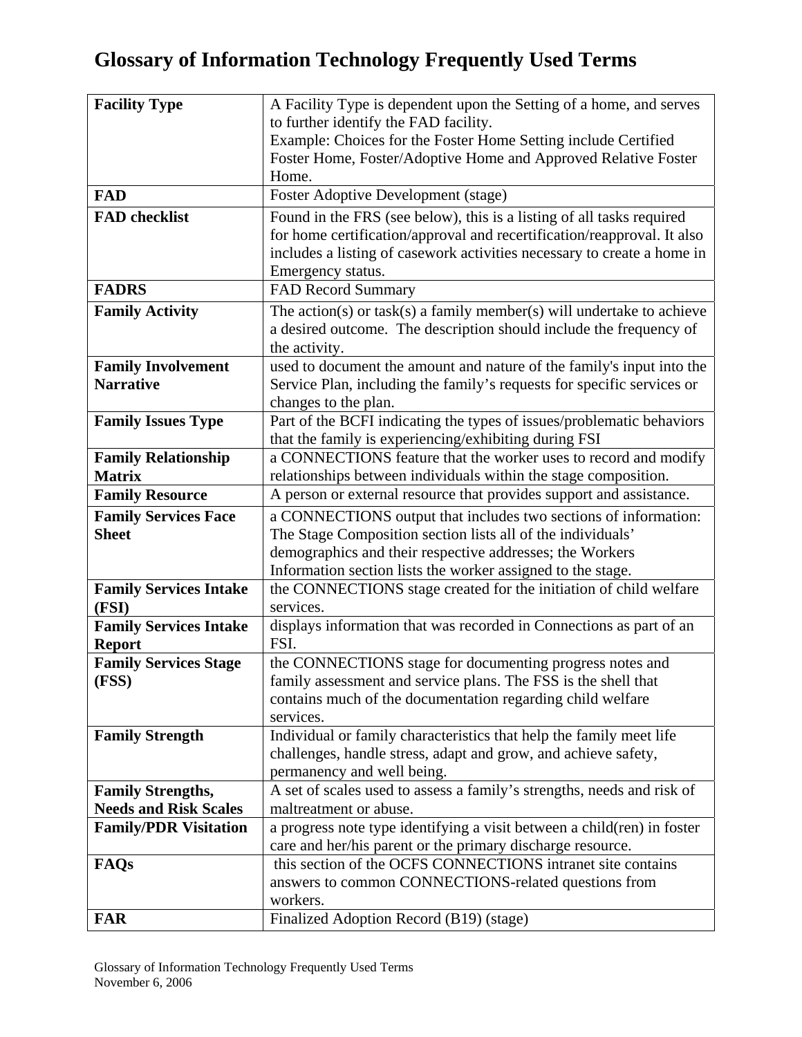# Glossary of Information Technology Frequently Used Terms

| Term | Definition |
|---|---|
| **Facility Type** | A Facility Type is dependent upon the Setting of a home, and serves to further identify the FAD facility. Example: Choices for the Foster Home Setting include Certified Foster Home, Foster/Adoptive Home and Approved Relative Foster Home. |
| **FAD** | Foster Adoptive Development (stage) |
| **FAD checklist** | Found in the FRS (see below), this is a listing of all tasks required for home certification/approval and recertification/reapproval. It also includes a listing of casework activities necessary to create a home in Emergency status. |
| **FADRS** | FAD Record Summary |
| **Family Activity** | The action(s) or task(s) a family member(s) will undertake to achieve a desired outcome. The description should include the frequency of the activity. |
| **Family Involvement Narrative** | used to document the amount and nature of the family's input into the Service Plan, including the family's requests for specific services or changes to the plan. |
| **Family Issues Type** | Part of the BCFI indicating the types of issues/problematic behaviors that the family is experiencing/exhibiting during FSI |
| **Family Relationship Matrix** | a CONNECTIONS feature that the worker uses to record and modify relationships between individuals within the stage composition. |
| **Family Resource** | A person or external resource that provides support and assistance. |
| **Family Services Face Sheet** | a CONNECTIONS output that includes two sections of information: The Stage Composition section lists all of the individuals' demographics and their respective addresses; the Workers Information section lists the worker assigned to the stage. |
| **Family Services Intake (FSI)** | the CONNECTIONS stage created for the initiation of child welfare services. |
| **Family Services Intake Report** | displays information that was recorded in Connections as part of an FSI. |
| **Family Services Stage (FSS)** | the CONNECTIONS stage for documenting progress notes and family assessment and service plans. The FSS is the shell that contains much of the documentation regarding child welfare services. |
| **Family Strength** | Individual or family characteristics that help the family meet life challenges, handle stress, adapt and grow, and achieve safety, permanency and well being. |
| **Family Strengths, Needs and Risk Scales** | A set of scales used to assess a family's strengths, needs and risk of maltreatment or abuse. |
| **Family/PDR Visitation** | a progress note type identifying a visit between a child(ren) in foster care and her/his parent or the primary discharge resource. |
| **FAQs** | this section of the OCFS CONNECTIONS intranet site contains answers to common CONNECTIONS-related questions from workers. |
| **FAR** | Finalized Adoption Record (B19) (stage) |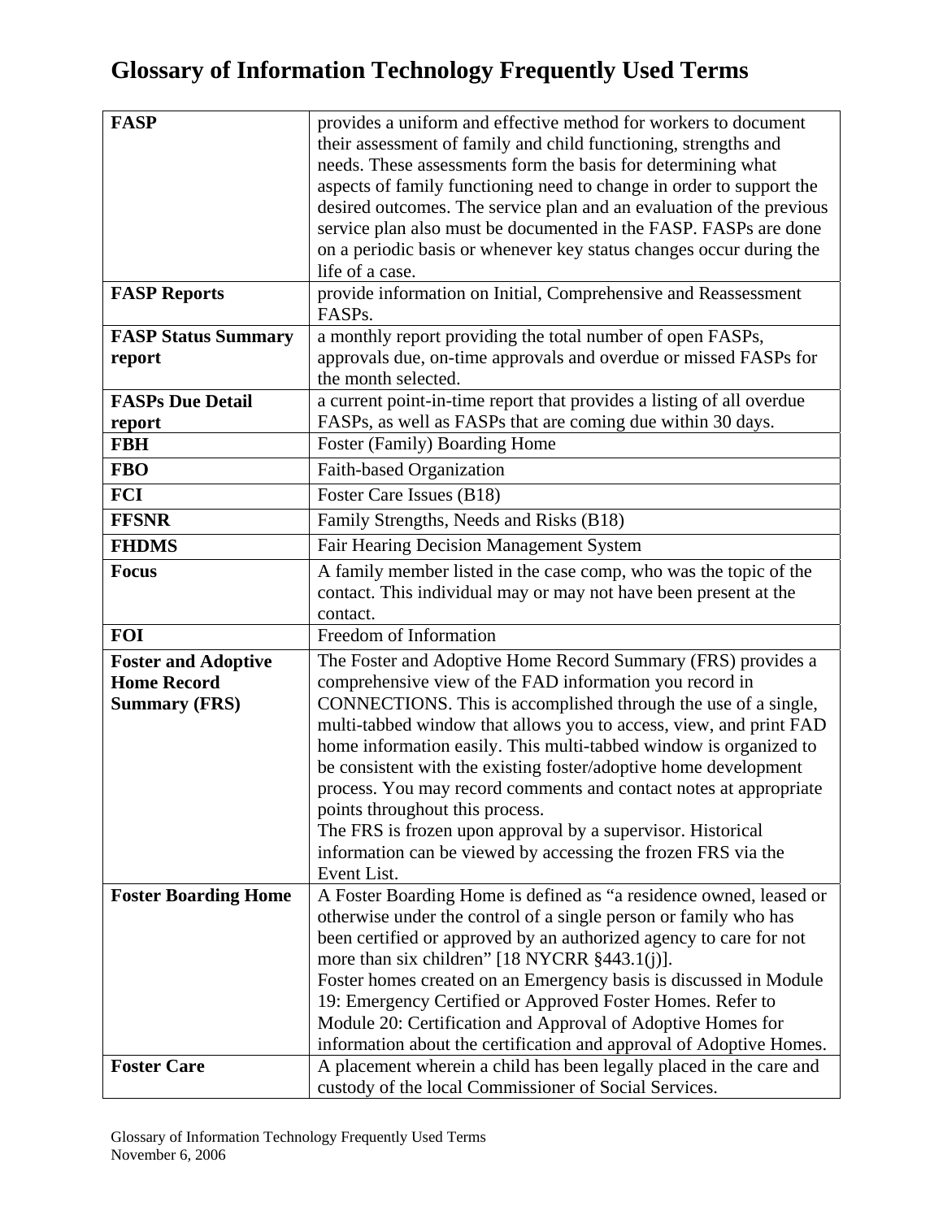# Glossary of Information Technology Frequently Used Terms

| | |
|---|---|
| **FASP** | provides a uniform and effective method for workers to document their assessment of family and child functioning, strengths and needs. These assessments form the basis for determining what aspects of family functioning need to change in order to support the desired outcomes. The service plan and an evaluation of the previous service plan also must be documented in the FASP. FASPs are done on a periodic basis or whenever key status changes occur during the life of a case. |
| **FASP Reports** | provide information on Initial, Comprehensive and Reassessment FASPs. |
| **FASP Status Summary report** | a monthly report providing the total number of open FASPs, approvals due, on-time approvals and overdue or missed FASPs for the month selected. |
| **FASPs Due Detail report** | a current point-in-time report that provides a listing of all overdue FASPs, as well as FASPs that are coming due within 30 days. |
| **FBH** | Foster (Family) Boarding Home |
| **FBO** | Faith-based Organization |
| **FCI** | Foster Care Issues (B18) |
| **FFSNR** | Family Strengths, Needs and Risks (B18) |
| **FHDMS** | Fair Hearing Decision Management System |
| **Focus** | A family member listed in the case comp, who was the topic of the contact. This individual may or may not have been present at the contact. |
| **FOI** | Freedom of Information |
| **Foster and Adoptive Home Record Summary (FRS)** | The Foster and Adoptive Home Record Summary (FRS) provides a comprehensive view of the FAD information you record in CONNECTIONS. This is accomplished through the use of a single, multi-tabbed window that allows you to access, view, and print FAD home information easily. This multi-tabbed window is organized to be consistent with the existing foster/adoptive home development process. You may record comments and contact notes at appropriate points throughout this process.<br>The FRS is frozen upon approval by a supervisor. Historical information can be viewed by accessing the frozen FRS via the Event List. |
| **Foster Boarding Home** | A Foster Boarding Home is defined as "a residence owned, leased or otherwise under the control of a single person or family who has been certified or approved by an authorized agency to care for not more than six children" [18 NYCRR §443.1(j)].<br>Foster homes created on an Emergency basis is discussed in Module 19: Emergency Certified or Approved Foster Homes. Refer to Module 20: Certification and Approval of Adoptive Homes for information about the certification and approval of Adoptive Homes. |
| **Foster Care** | A placement wherein a child has been legally placed in the care and custody of the local Commissioner of Social Services. |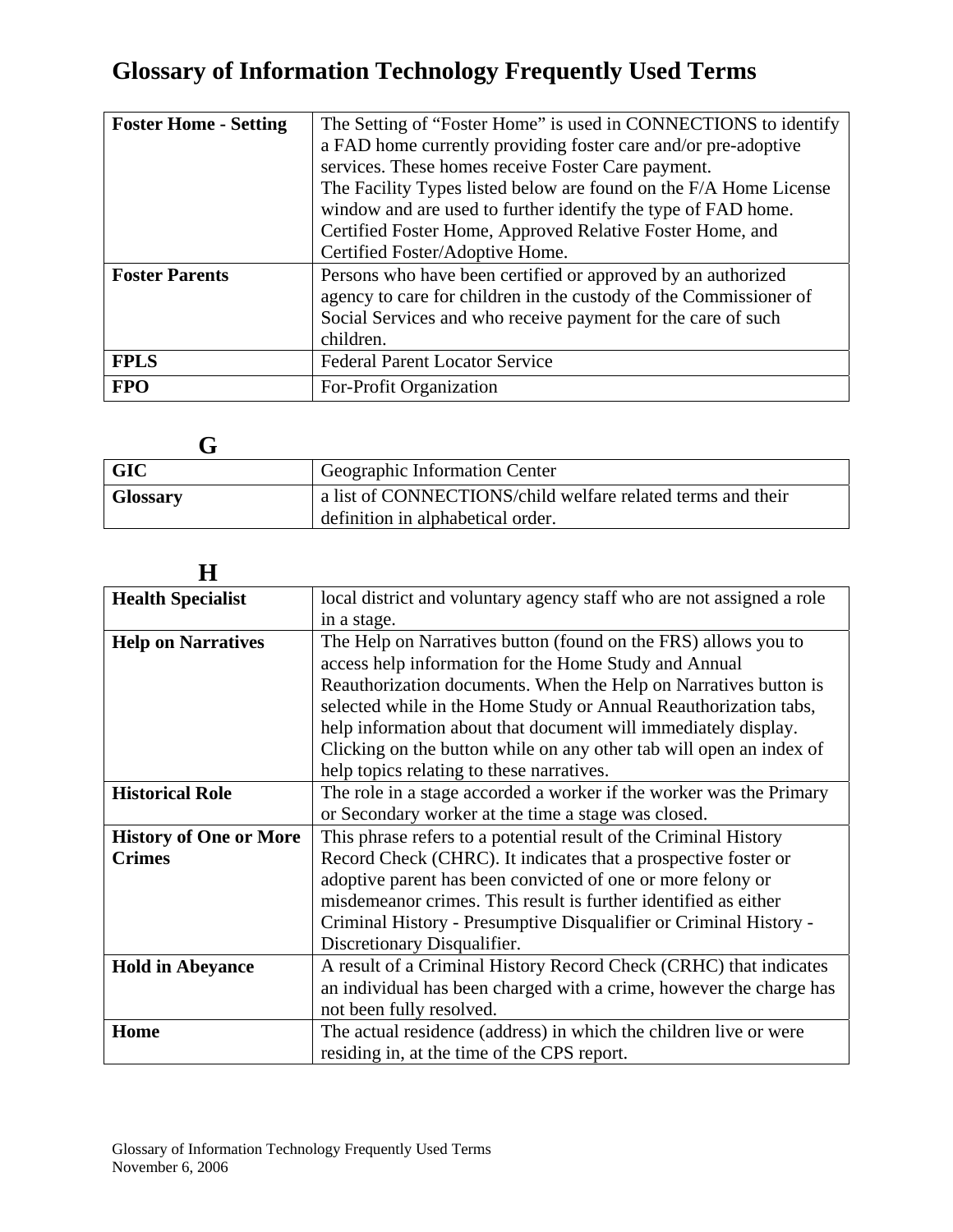# Glossary of Information Technology Frequently Used Terms

| | |
|---|---|
| **Foster Home - Setting** | The Setting of "Foster Home" is used in CONNECTIONS to identify a FAD home currently providing foster care and/or pre-adoptive services. These homes receive Foster Care payment.<br>The Facility Types listed below are found on the F/A Home License window and are used to further identify the type of FAD home. Certified Foster Home, Approved Relative Foster Home, and Certified Foster/Adoptive Home. |
| **Foster Parents** | Persons who have been certified or approved by an authorized agency to care for children in the custody of the Commissioner of Social Services and who receive payment for the care of such children. |
| **FPLS** | Federal Parent Locator Service |
| **FPO** | For-Profit Organization |

## G

| | |
|---|---|
| **GIC** | Geographic Information Center |
| **Glossary** | a list of CONNECTIONS/child welfare related terms and their definition in alphabetical order. |

## H

| | |
|---|---|
| **Health Specialist** | local district and voluntary agency staff who are not assigned a role in a stage. |
| **Help on Narratives** | The Help on Narratives button (found on the FRS) allows you to access help information for the Home Study and Annual Reauthorization documents. When the Help on Narratives button is selected while in the Home Study or Annual Reauthorization tabs, help information about that document will immediately display. Clicking on the button while on any other tab will open an index of help topics relating to these narratives. |
| **Historical Role** | The role in a stage accorded a worker if the worker was the Primary or Secondary worker at the time a stage was closed. |
| **History of One or More Crimes** | This phrase refers to a potential result of the Criminal History Record Check (CHRC). It indicates that a prospective foster or adoptive parent has been convicted of one or more felony or misdemeanor crimes. This result is further identified as either Criminal History - Presumptive Disqualifier or Criminal History - Discretionary Disqualifier. |
| **Hold in Abeyance** | A result of a Criminal History Record Check (CRHC) that indicates an individual has been charged with a crime, however the charge has not been fully resolved. |
| **Home** | The actual residence (address) in which the children live or were residing in, at the time of the CPS report. |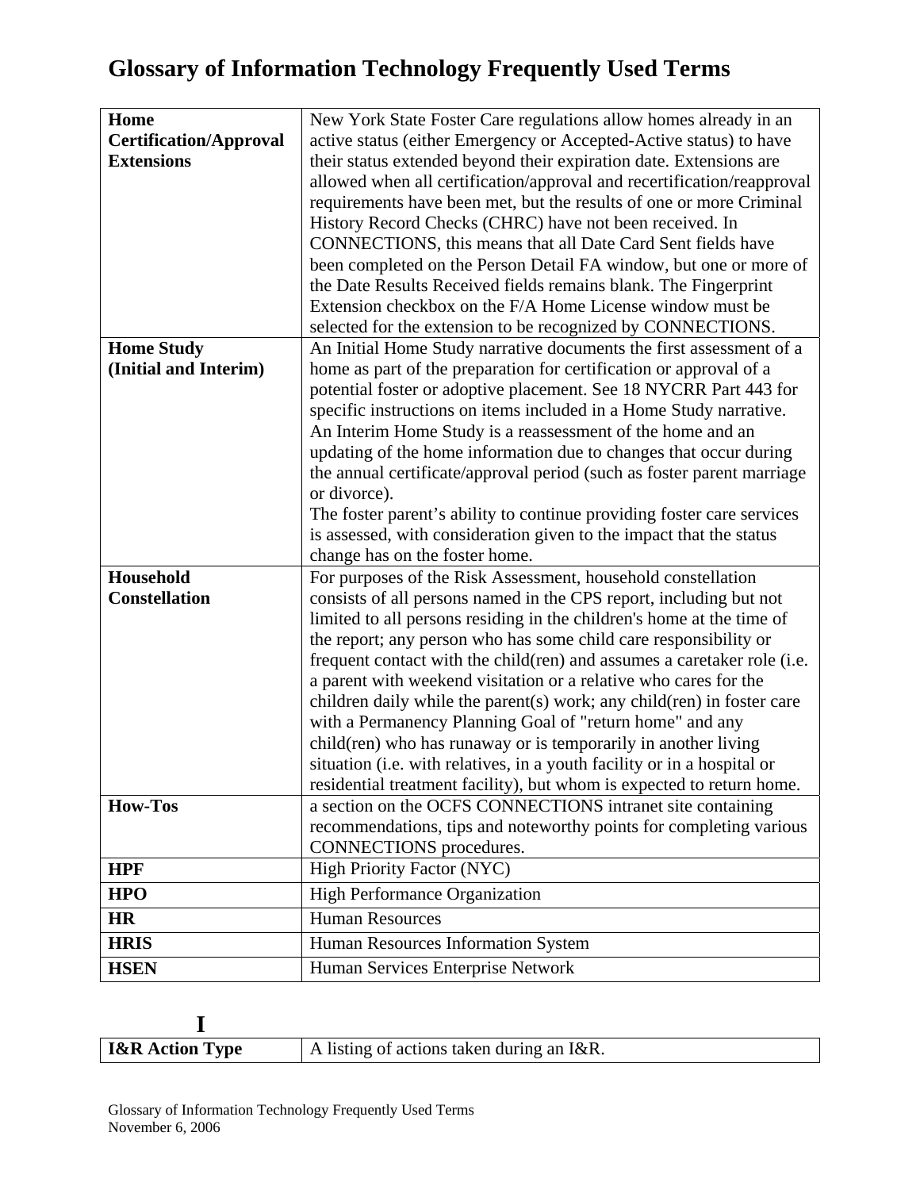# Glossary of Information Technology Frequently Used Terms

| | |
|---|---|
| **Home Certification/Approval Extensions** | New York State Foster Care regulations allow homes already in an active status (either Emergency or Accepted-Active status) to have their status extended beyond their expiration date. Extensions are allowed when all certification/approval and recertification/reapproval requirements have been met, but the results of one or more Criminal History Record Checks (CHRC) have not been received. In CONNECTIONS, this means that all Date Card Sent fields have been completed on the Person Detail FA window, but one or more of the Date Results Received fields remains blank. The Fingerprint Extension checkbox on the F/A Home License window must be selected for the extension to be recognized by CONNECTIONS. |
| **Home Study (Initial and Interim)** | An Initial Home Study narrative documents the first assessment of a home as part of the preparation for certification or approval of a potential foster or adoptive placement. See 18 NYCRR Part 443 for specific instructions on items included in a Home Study narrative. An Interim Home Study is a reassessment of the home and an updating of the home information due to changes that occur during the annual certificate/approval period (such as foster parent marriage or divorce). The foster parent's ability to continue providing foster care services is assessed, with consideration given to the impact that the status change has on the foster home. |
| **Household Constellation** | For purposes of the Risk Assessment, household constellation consists of all persons named in the CPS report, including but not limited to all persons residing in the children's home at the time of the report; any person who has some child care responsibility or frequent contact with the child(ren) and assumes a caretaker role (i.e. a parent with weekend visitation or a relative who cares for the children daily while the parent(s) work; any child(ren) in foster care with a Permanency Planning Goal of "return home" and any child(ren) who has runaway or is temporarily in another living situation (i.e. with relatives, in a youth facility or in a hospital or residential treatment facility), but whom is expected to return home. |
| **How-Tos** | a section on the OCFS CONNECTIONS intranet site containing recommendations, tips and noteworthy points for completing various CONNECTIONS procedures. |
| **HPF** | High Priority Factor (NYC) |
| **HPO** | High Performance Organization |
| **HR** | Human Resources |
| **HRIS** | Human Resources Information System |
| **HSEN** | Human Services Enterprise Network |

## I

| | |
|---|---|
| **I&R Action Type** | A listing of actions taken during an I&R. |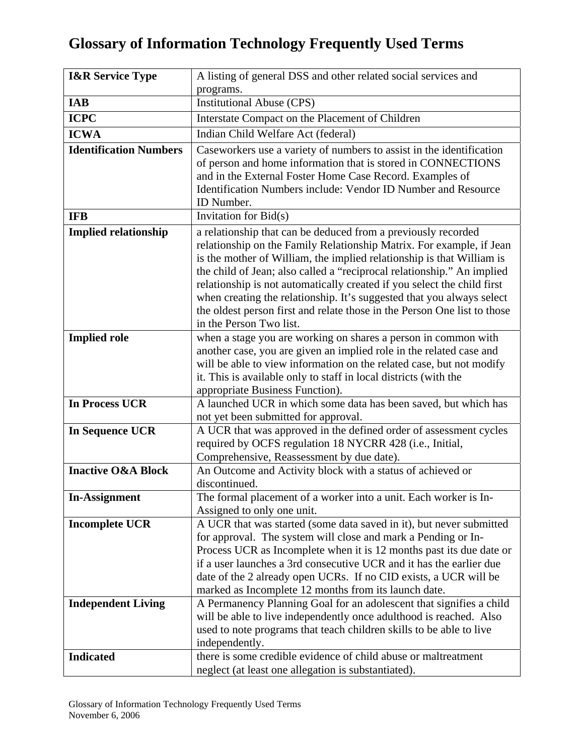# Glossary of Information Technology Frequently Used Terms

| Term | Definition |
|---|---|
| **I&R Service Type** | A listing of general DSS and other related social services and programs. |
| **IAB** | Institutional Abuse (CPS) |
| **ICPC** | Interstate Compact on the Placement of Children |
| **ICWA** | Indian Child Welfare Act (federal) |
| **Identification Numbers** | Caseworkers use a variety of numbers to assist in the identification of person and home information that is stored in CONNECTIONS and in the External Foster Home Case Record. Examples of Identification Numbers include: Vendor ID Number and Resource ID Number. |
| **IFB** | Invitation for Bid(s) |
| **Implied relationship** | a relationship that can be deduced from a previously recorded relationship on the Family Relationship Matrix. For example, if Jean is the mother of William, the implied relationship is that William is the child of Jean; also called a "reciprocal relationship." An implied relationship is not automatically created if you select the child first when creating the relationship. It's suggested that you always select the oldest person first and relate those in the Person One list to those in the Person Two list. |
| **Implied role** | when a stage you are working on shares a person in common with another case, you are given an implied role in the related case and will be able to view information on the related case, but not modify it. This is available only to staff in local districts (with the appropriate Business Function). |
| **In Process UCR** | A launched UCR in which some data has been saved, but which has not yet been submitted for approval. |
| **In Sequence UCR** | A UCR that was approved in the defined order of assessment cycles required by OCFS regulation 18 NYCRR 428 (i.e., Initial, Comprehensive, Reassessment by due date). |
| **Inactive O&A Block** | An Outcome and Activity block with a status of achieved or discontinued. |
| **In-Assignment** | The formal placement of a worker into a unit. Each worker is In-Assigned to only one unit. |
| **Incomplete UCR** | A UCR that was started (some data saved in it), but never submitted for approval. The system will close and mark a Pending or In-Process UCR as Incomplete when it is 12 months past its due date or if a user launches a 3rd consecutive UCR and it has the earlier due date of the 2 already open UCRs. If no CID exists, a UCR will be marked as Incomplete 12 months from its launch date. |
| **Independent Living** | A Permanency Planning Goal for an adolescent that signifies a child will be able to live independently once adulthood is reached. Also used to note programs that teach children skills to be able to live independently. |
| **Indicated** | there is some credible evidence of child abuse or maltreatment neglect (at least one allegation is substantiated). |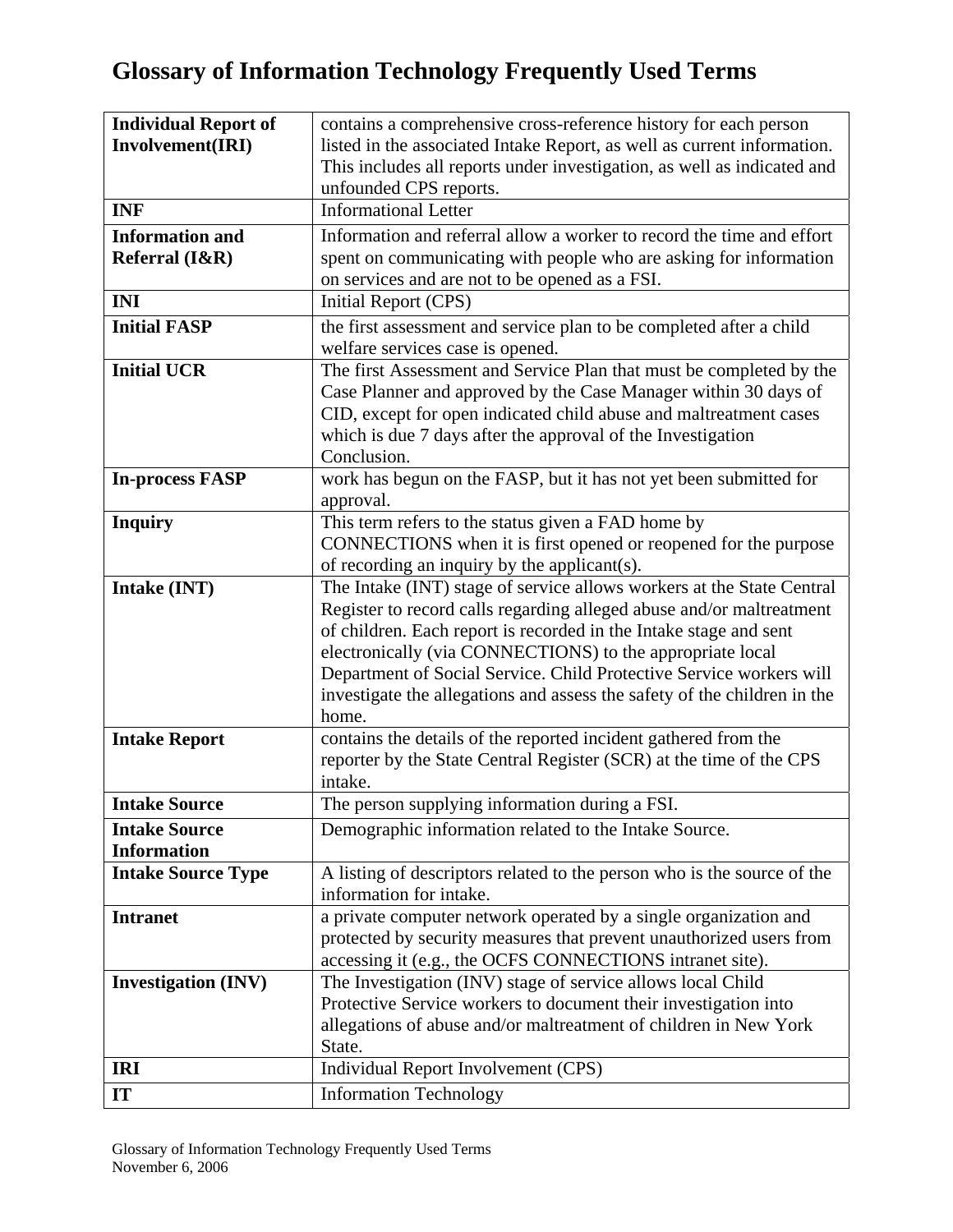# Glossary of Information Technology Frequently Used Terms

| | |
|---|---|
| **Individual Report of Involvement(IRI)** | contains a comprehensive cross-reference history for each person listed in the associated Intake Report, as well as current information. This includes all reports under investigation, as well as indicated and unfounded CPS reports. |
| **INF** | Informational Letter |
| **Information and Referral (I&R)** | Information and referral allow a worker to record the time and effort spent on communicating with people who are asking for information on services and are not to be opened as a FSI. |
| **INI** | Initial Report (CPS) |
| **Initial FASP** | the first assessment and service plan to be completed after a child welfare services case is opened. |
| **Initial UCR** | The first Assessment and Service Plan that must be completed by the Case Planner and approved by the Case Manager within 30 days of CID, except for open indicated child abuse and maltreatment cases which is due 7 days after the approval of the Investigation Conclusion. |
| **In-process FASP** | work has begun on the FASP, but it has not yet been submitted for approval. |
| **Inquiry** | This term refers to the status given a FAD home by CONNECTIONS when it is first opened or reopened for the purpose of recording an inquiry by the applicant(s). |
| **Intake (INT)** | The Intake (INT) stage of service allows workers at the State Central Register to record calls regarding alleged abuse and/or maltreatment of children. Each report is recorded in the Intake stage and sent electronically (via CONNECTIONS) to the appropriate local Department of Social Service. Child Protective Service workers will investigate the allegations and assess the safety of the children in the home. |
| **Intake Report** | contains the details of the reported incident gathered from the reporter by the State Central Register (SCR) at the time of the CPS intake. |
| **Intake Source** | The person supplying information during a FSI. |
| **Intake Source Information** | Demographic information related to the Intake Source. |
| **Intake Source Type** | A listing of descriptors related to the person who is the source of the information for intake. |
| **Intranet** | a private computer network operated by a single organization and protected by security measures that prevent unauthorized users from accessing it (e.g., the OCFS CONNECTIONS intranet site). |
| **Investigation (INV)** | The Investigation (INV) stage of service allows local Child Protective Service workers to document their investigation into allegations of abuse and/or maltreatment of children in New York State. |
| **IRI** | Individual Report Involvement (CPS) |
| **IT** | Information Technology |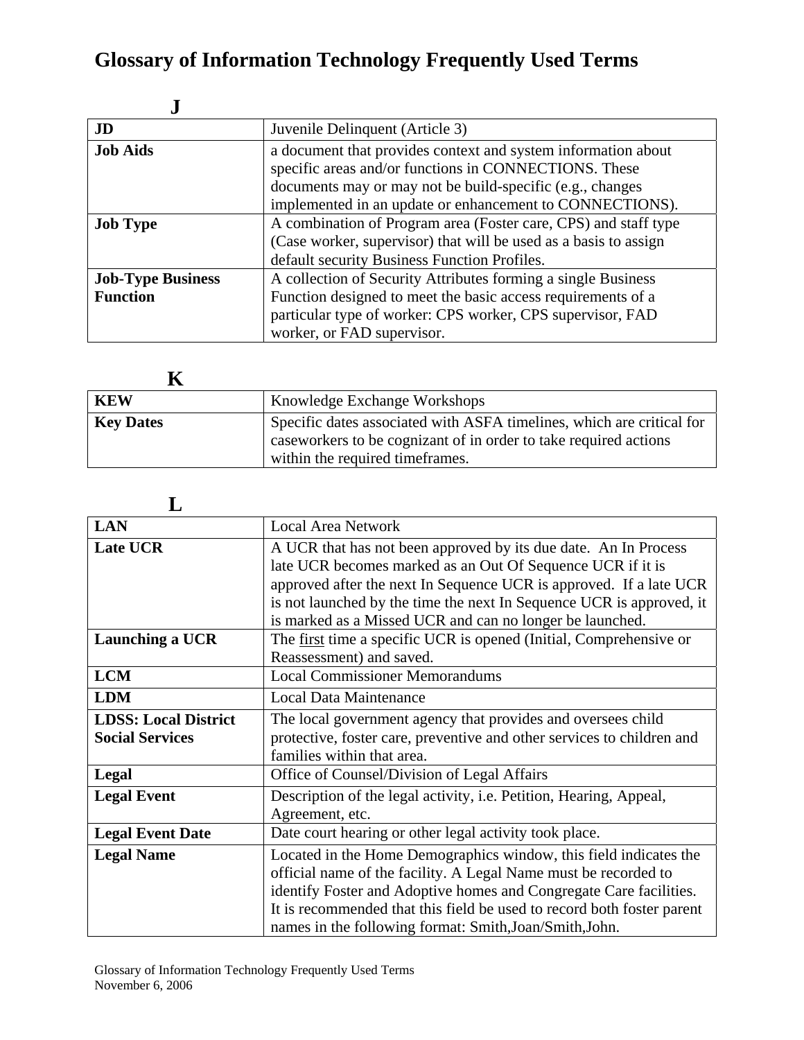# Glossary of Information Technology Frequently Used Terms

## J

| | |
|---|---|
| **JD** | Juvenile Delinquent (Article 3) |
| **Job Aids** | a document that provides context and system information about specific areas and/or functions in CONNECTIONS. These documents may or may not be build-specific (e.g., changes implemented in an update or enhancement to CONNECTIONS). |
| **Job Type** | A combination of Program area (Foster care, CPS) and staff type (Case worker, supervisor) that will be used as a basis to assign default security Business Function Profiles. |
| **Job-Type Business Function** | A collection of Security Attributes forming a single Business Function designed to meet the basic access requirements of a particular type of worker: CPS worker, CPS supervisor, FAD worker, or FAD supervisor. |

## K

| | |
|---|---|
| **KEW** | Knowledge Exchange Workshops |
| **Key Dates** | Specific dates associated with ASFA timelines, which are critical for caseworkers to be cognizant of in order to take required actions within the required timeframes. |

## L

| | |
|---|---|
| **LAN** | Local Area Network |
| **Late UCR** | A UCR that has not been approved by its due date. An In Process late UCR becomes marked as an Out Of Sequence UCR if it is approved after the next In Sequence UCR is approved. If a late UCR is not launched by the time the next In Sequence UCR is approved, it is marked as a Missed UCR and can no longer be launched. |
| **Launching a UCR** | The first time a specific UCR is opened (Initial, Comprehensive or Reassessment) and saved. |
| **LCM** | Local Commissioner Memorandums |
| **LDM** | Local Data Maintenance |
| **LDSS: Local District Social Services** | The local government agency that provides and oversees child protective, foster care, preventive and other services to children and families within that area. |
| **Legal** | Office of Counsel/Division of Legal Affairs |
| **Legal Event** | Description of the legal activity, i.e. Petition, Hearing, Appeal, Agreement, etc. |
| **Legal Event Date** | Date court hearing or other legal activity took place. |
| **Legal Name** | Located in the Home Demographics window, this field indicates the official name of the facility. A Legal Name must be recorded to identify Foster and Adoptive homes and Congregate Care facilities. It is recommended that this field be used to record both foster parent names in the following format: Smith,Joan/Smith,John. |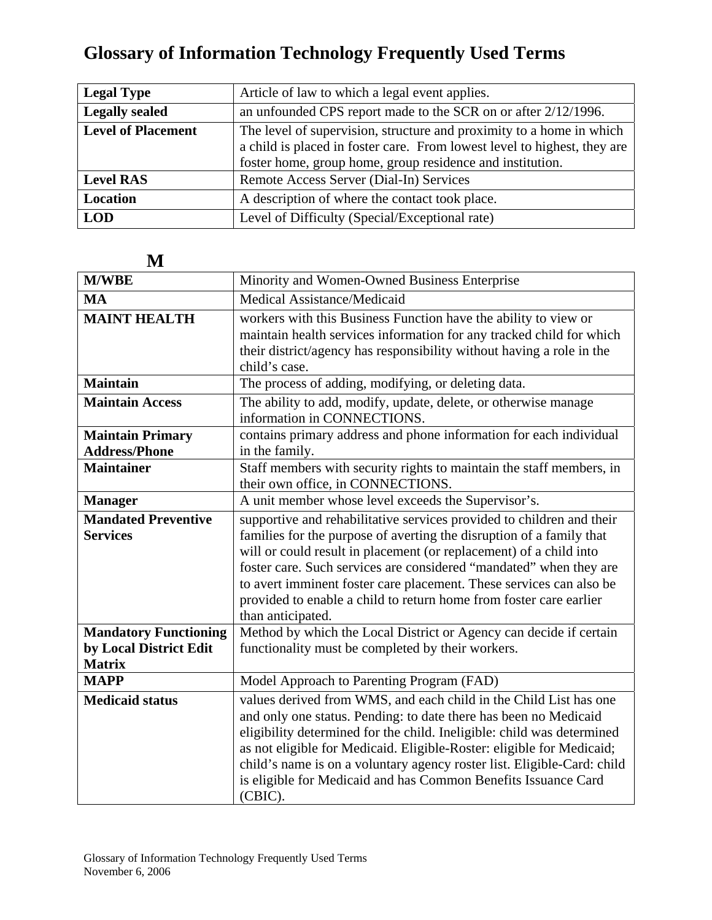# Glossary of Information Technology Frequently Used Terms

| | |
|---|---|
| **Legal Type** | Article of law to which a legal event applies. |
| **Legally sealed** | an unfounded CPS report made to the SCR on or after 2/12/1996. |
| **Level of Placement** | The level of supervision, structure and proximity to a home in which a child is placed in foster care. From lowest level to highest, they are foster home, group home, group residence and institution. |
| **Level RAS** | Remote Access Server (Dial-In) Services |
| **Location** | A description of where the contact took place. |
| **LOD** | Level of Difficulty (Special/Exceptional rate) |

## M

| | |
|---|---|
| **M/WBE** | Minority and Women-Owned Business Enterprise |
| **MA** | Medical Assistance/Medicaid |
| **MAINT HEALTH** | workers with this Business Function have the ability to view or maintain health services information for any tracked child for which their district/agency has responsibility without having a role in the child's case. |
| **Maintain** | The process of adding, modifying, or deleting data. |
| **Maintain Access** | The ability to add, modify, update, delete, or otherwise manage information in CONNECTIONS. |
| **Maintain Primary Address/Phone** | contains primary address and phone information for each individual in the family. |
| **Maintainer** | Staff members with security rights to maintain the staff members, in their own office, in CONNECTIONS. |
| **Manager** | A unit member whose level exceeds the Supervisor's. |
| **Mandated Preventive Services** | supportive and rehabilitative services provided to children and their families for the purpose of averting the disruption of a family that will or could result in placement (or replacement) of a child into foster care. Such services are considered "mandated" when they are to avert imminent foster care placement. These services can also be provided to enable a child to return home from foster care earlier than anticipated. |
| **Mandatory Functioning by Local District Edit Matrix** | Method by which the Local District or Agency can decide if certain functionality must be completed by their workers. |
| **MAPP** | Model Approach to Parenting Program (FAD) |
| **Medicaid status** | values derived from WMS, and each child in the Child List has one and only one status. Pending: to date there has been no Medicaid eligibility determined for the child. Ineligible: child was determined as not eligible for Medicaid. Eligible-Roster: eligible for Medicaid; child's name is on a voluntary agency roster list. Eligible-Card: child is eligible for Medicaid and has Common Benefits Issuance Card (CBIC). |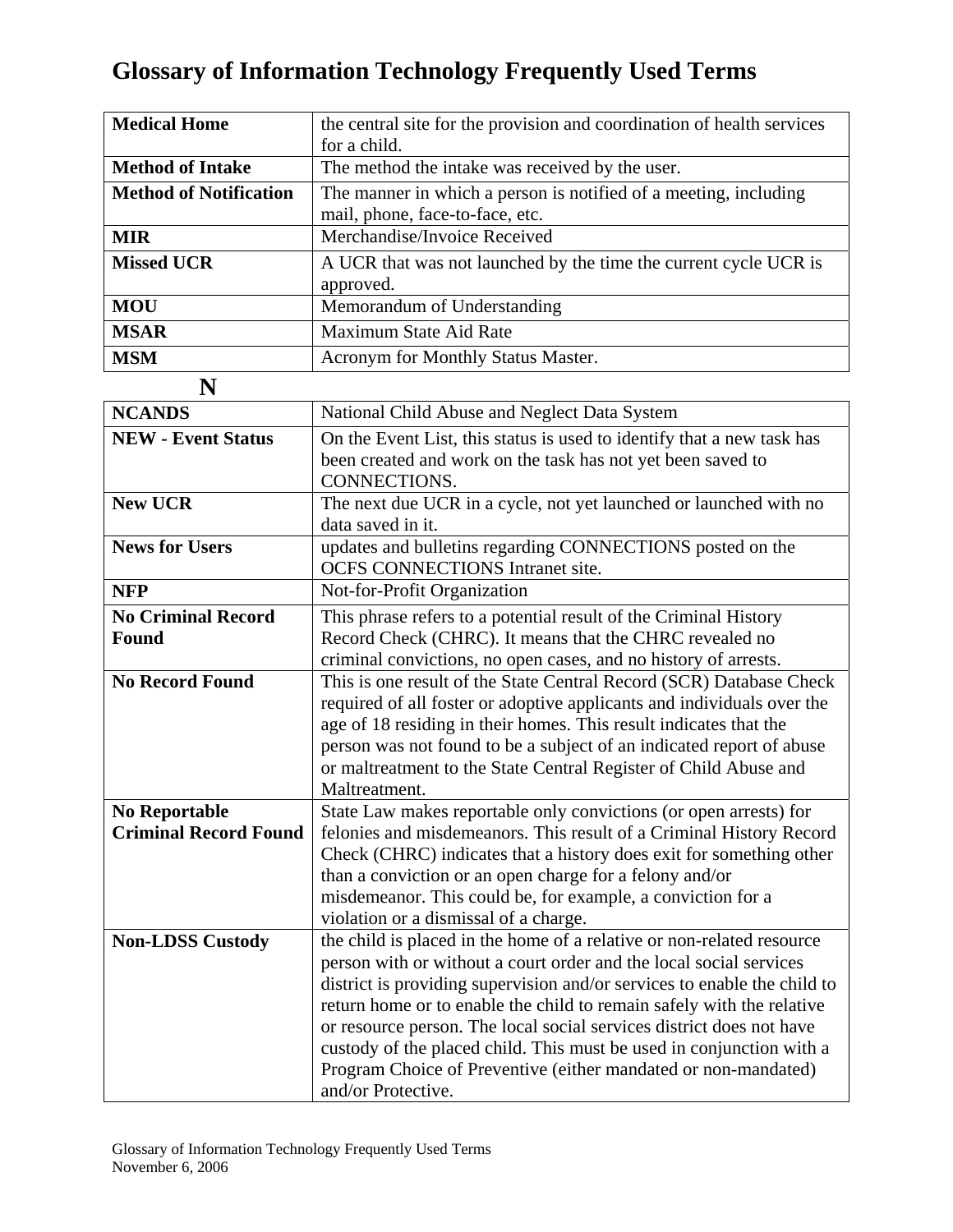# Glossary of Information Technology Frequently Used Terms

| | |
|---|---|
| **Medical Home** | the central site for the provision and coordination of health services for a child. |
| **Method of Intake** | The method the intake was received by the user. |
| **Method of Notification** | The manner in which a person is notified of a meeting, including mail, phone, face-to-face, etc. |
| **MIR** | Merchandise/Invoice Received |
| **Missed UCR** | A UCR that was not launched by the time the current cycle UCR is approved. |
| **MOU** | Memorandum of Understanding |
| **MSAR** | Maximum State Aid Rate |
| **MSM** | Acronym for Monthly Status Master. |

## N

| | |
|---|---|
| **NCANDS** | National Child Abuse and Neglect Data System |
| **NEW - Event Status** | On the Event List, this status is used to identify that a new task has been created and work on the task has not yet been saved to CONNECTIONS. |
| **New UCR** | The next due UCR in a cycle, not yet launched or launched with no data saved in it. |
| **News for Users** | updates and bulletins regarding CONNECTIONS posted on the OCFS CONNECTIONS Intranet site. |
| **NFP** | Not-for-Profit Organization |
| **No Criminal Record Found** | This phrase refers to a potential result of the Criminal History Record Check (CHRC). It means that the CHRC revealed no criminal convictions, no open cases, and no history of arrests. |
| **No Record Found** | This is one result of the State Central Record (SCR) Database Check required of all foster or adoptive applicants and individuals over the age of 18 residing in their homes. This result indicates that the person was not found to be a subject of an indicated report of abuse or maltreatment to the State Central Register of Child Abuse and Maltreatment. |
| **No Reportable Criminal Record Found** | State Law makes reportable only convictions (or open arrests) for felonies and misdemeanors. This result of a Criminal History Record Check (CHRC) indicates that a history does exit for something other than a conviction or an open charge for a felony and/or misdemeanor. This could be, for example, a conviction for a violation or a dismissal of a charge. |
| **Non-LDSS Custody** | the child is placed in the home of a relative or non-related resource person with or without a court order and the local social services district is providing supervision and/or services to enable the child to return home or to enable the child to remain safely with the relative or resource person. The local social services district does not have custody of the placed child. This must be used in conjunction with a Program Choice of Preventive (either mandated or non-mandated) and/or Protective. |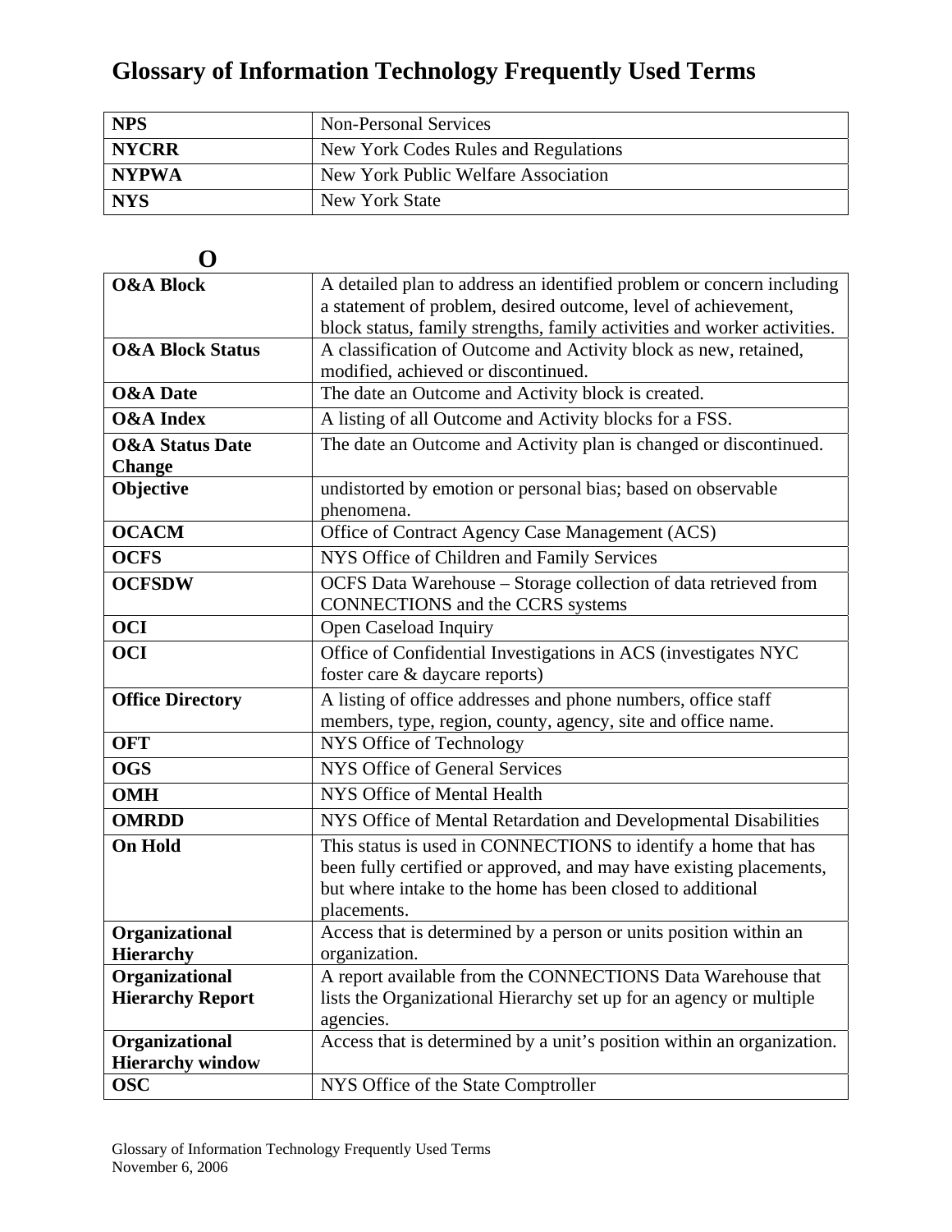# Glossary of Information Technology Frequently Used Terms

| | |
|---|---|
| **NPS** | Non-Personal Services |
| **NYCRR** | New York Codes Rules and Regulations |
| **NYPWA** | New York Public Welfare Association |
| **NYS** | New York State |

## O

| | |
|---|---|
| **O&A Block** | A detailed plan to address an identified problem or concern including a statement of problem, desired outcome, level of achievement, block status, family strengths, family activities and worker activities. |
| **O&A Block Status** | A classification of Outcome and Activity block as new, retained, modified, achieved or discontinued. |
| **O&A Date** | The date an Outcome and Activity block is created. |
| **O&A Index** | A listing of all Outcome and Activity blocks for a FSS. |
| **O&A Status Date Change** | The date an Outcome and Activity plan is changed or discontinued. |
| **Objective** | undistorted by emotion or personal bias; based on observable phenomena. |
| **OCACM** | Office of Contract Agency Case Management (ACS) |
| **OCFS** | NYS Office of Children and Family Services |
| **OCFSDW** | OCFS Data Warehouse – Storage collection of data retrieved from CONNECTIONS and the CCRS systems |
| **OCI** | Open Caseload Inquiry |
| **OCI** | Office of Confidential Investigations in ACS (investigates NYC foster care & daycare reports) |
| **Office Directory** | A listing of office addresses and phone numbers, office staff members, type, region, county, agency, site and office name. |
| **OFT** | NYS Office of Technology |
| **OGS** | NYS Office of General Services |
| **OMH** | NYS Office of Mental Health |
| **OMRDD** | NYS Office of Mental Retardation and Developmental Disabilities |
| **On Hold** | This status is used in CONNECTIONS to identify a home that has been fully certified or approved, and may have existing placements, but where intake to the home has been closed to additional placements. |
| **Organizational Hierarchy** | Access that is determined by a person or units position within an organization. |
| **Organizational Hierarchy Report** | A report available from the CONNECTIONS Data Warehouse that lists the Organizational Hierarchy set up for an agency or multiple agencies. |
| **Organizational Hierarchy window** | Access that is determined by a unit's position within an organization. |
| **OSC** | NYS Office of the State Comptroller |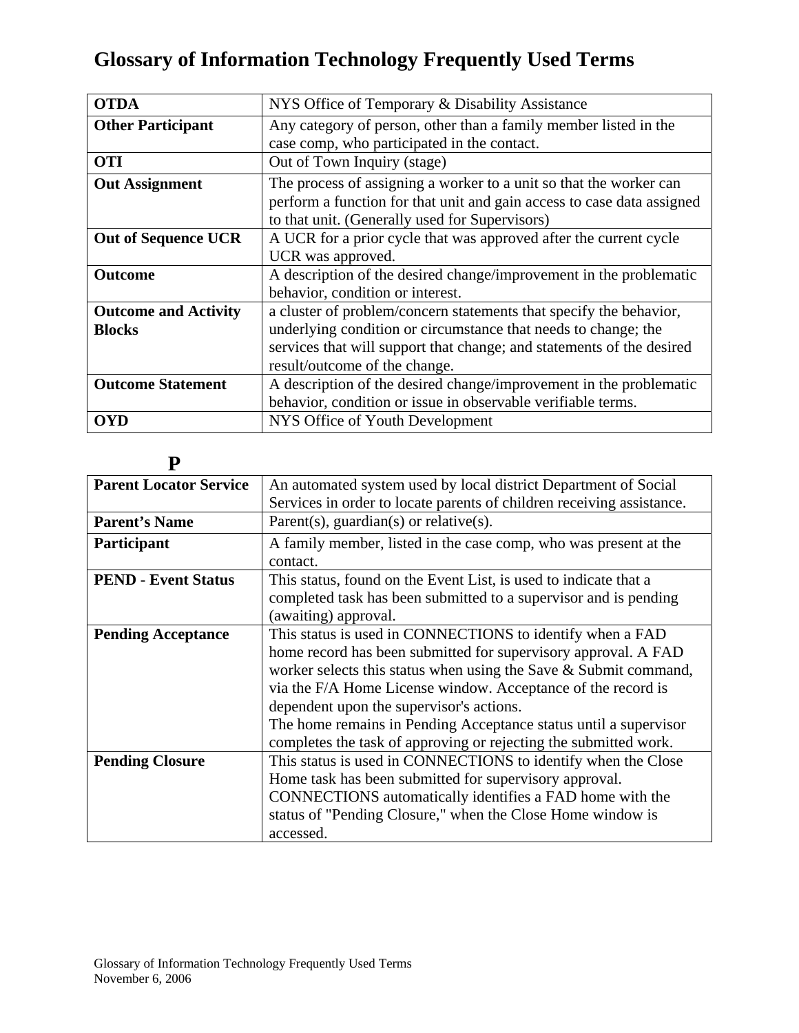# Glossary of Information Technology Frequently Used Terms

| | |
|---|---|
| **OTDA** | NYS Office of Temporary & Disability Assistance |
| **Other Participant** | Any category of person, other than a family member listed in the case comp, who participated in the contact. |
| **OTI** | Out of Town Inquiry (stage) |
| **Out Assignment** | The process of assigning a worker to a unit so that the worker can perform a function for that unit and gain access to case data assigned to that unit. (Generally used for Supervisors) |
| **Out of Sequence UCR** | A UCR for a prior cycle that was approved after the current cycle UCR was approved. |
| **Outcome** | A description of the desired change/improvement in the problematic behavior, condition or interest. |
| **Outcome and Activity Blocks** | a cluster of problem/concern statements that specify the behavior, underlying condition or circumstance that needs to change; the services that will support that change; and statements of the desired result/outcome of the change. |
| **Outcome Statement** | A description of the desired change/improvement in the problematic behavior, condition or issue in observable verifiable terms. |
| **OYD** | NYS Office of Youth Development |

## P

| | |
|---|---|
| **Parent Locator Service** | An automated system used by local district Department of Social Services in order to locate parents of children receiving assistance. |
| **Parent's Name** | Parent(s), guardian(s) or relative(s). |
| **Participant** | A family member, listed in the case comp, who was present at the contact. |
| **PEND - Event Status** | This status, found on the Event List, is used to indicate that a completed task has been submitted to a supervisor and is pending (awaiting) approval. |
| **Pending Acceptance** | This status is used in CONNECTIONS to identify when a FAD home record has been submitted for supervisory approval. A FAD worker selects this status when using the Save & Submit command, via the F/A Home License window. Acceptance of the record is dependent upon the supervisor's actions.<br>The home remains in Pending Acceptance status until a supervisor completes the task of approving or rejecting the submitted work. |
| **Pending Closure** | This status is used in CONNECTIONS to identify when the Close Home task has been submitted for supervisory approval. CONNECTIONS automatically identifies a FAD home with the status of "Pending Closure," when the Close Home window is accessed. |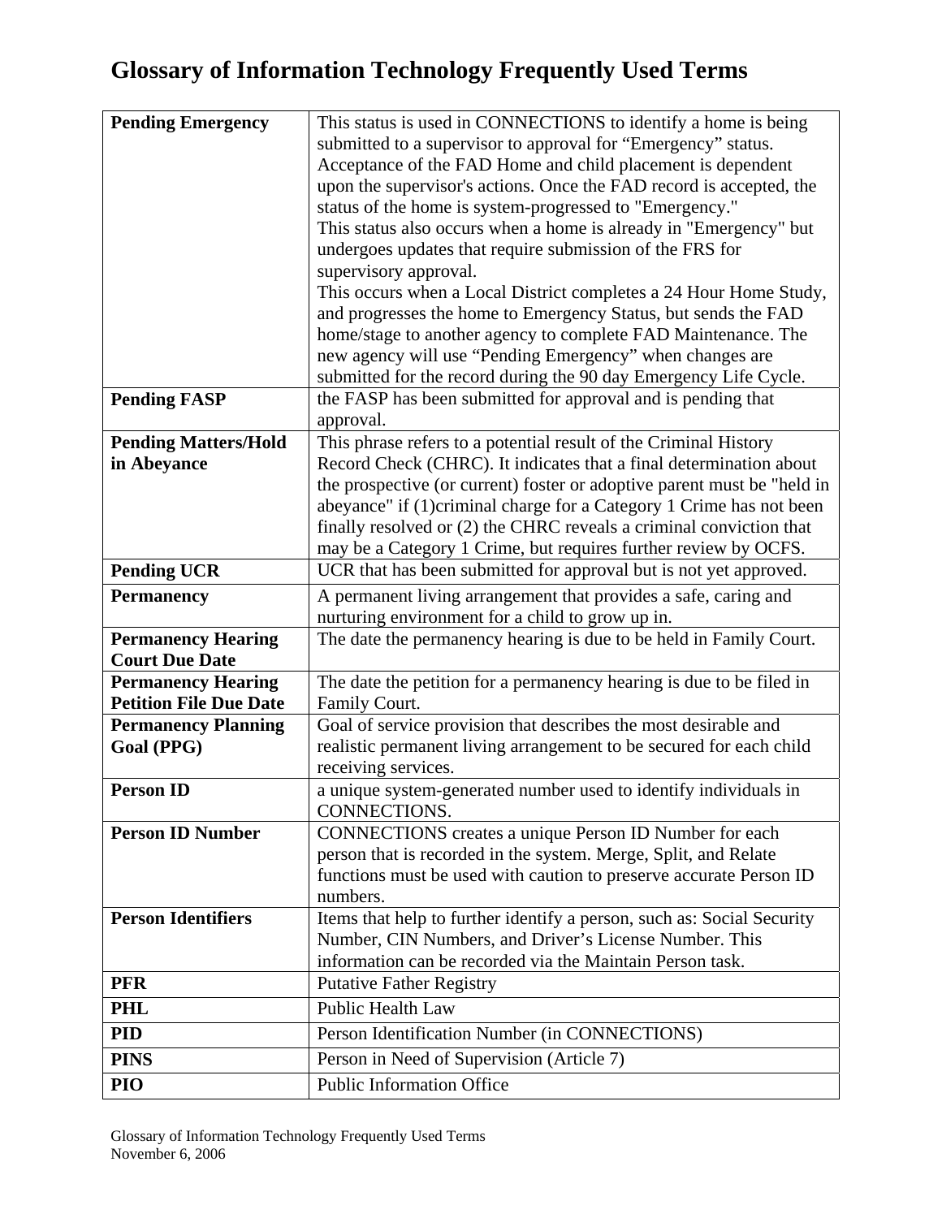# Glossary of Information Technology Frequently Used Terms

| | |
|---|---|
| **Pending Emergency** | This status is used in CONNECTIONS to identify a home is being submitted to a supervisor to approval for "Emergency" status. Acceptance of the FAD Home and child placement is dependent upon the supervisor's actions. Once the FAD record is accepted, the status of the home is system-progressed to "Emergency." This status also occurs when a home is already in "Emergency" but undergoes updates that require submission of the FRS for supervisory approval. This occurs when a Local District completes a 24 Hour Home Study, and progresses the home to Emergency Status, but sends the FAD home/stage to another agency to complete FAD Maintenance. The new agency will use "Pending Emergency" when changes are submitted for the record during the 90 day Emergency Life Cycle. |
| **Pending FASP** | the FASP has been submitted for approval and is pending that approval. |
| **Pending Matters/Hold in Abeyance** | This phrase refers to a potential result of the Criminal History Record Check (CHRC). It indicates that a final determination about the prospective (or current) foster or adoptive parent must be "held in abeyance" if (1)criminal charge for a Category 1 Crime has not been finally resolved or (2) the CHRC reveals a criminal conviction that may be a Category 1 Crime, but requires further review by OCFS. |
| **Pending UCR** | UCR that has been submitted for approval but is not yet approved. |
| **Permanency** | A permanent living arrangement that provides a safe, caring and nurturing environment for a child to grow up in. |
| **Permanency Hearing Court Due Date** | The date the permanency hearing is due to be held in Family Court. |
| **Permanency Hearing Petition File Due Date** | The date the petition for a permanency hearing is due to be filed in Family Court. |
| **Permanency Planning Goal (PPG)** | Goal of service provision that describes the most desirable and realistic permanent living arrangement to be secured for each child receiving services. |
| **Person ID** | a unique system-generated number used to identify individuals in CONNECTIONS. |
| **Person ID Number** | CONNECTIONS creates a unique Person ID Number for each person that is recorded in the system. Merge, Split, and Relate functions must be used with caution to preserve accurate Person ID numbers. |
| **Person Identifiers** | Items that help to further identify a person, such as: Social Security Number, CIN Numbers, and Driver's License Number. This information can be recorded via the Maintain Person task. |
| **PFR** | Putative Father Registry |
| **PHL** | Public Health Law |
| **PID** | Person Identification Number (in CONNECTIONS) |
| **PINS** | Person in Need of Supervision (Article 7) |
| **PIO** | Public Information Office |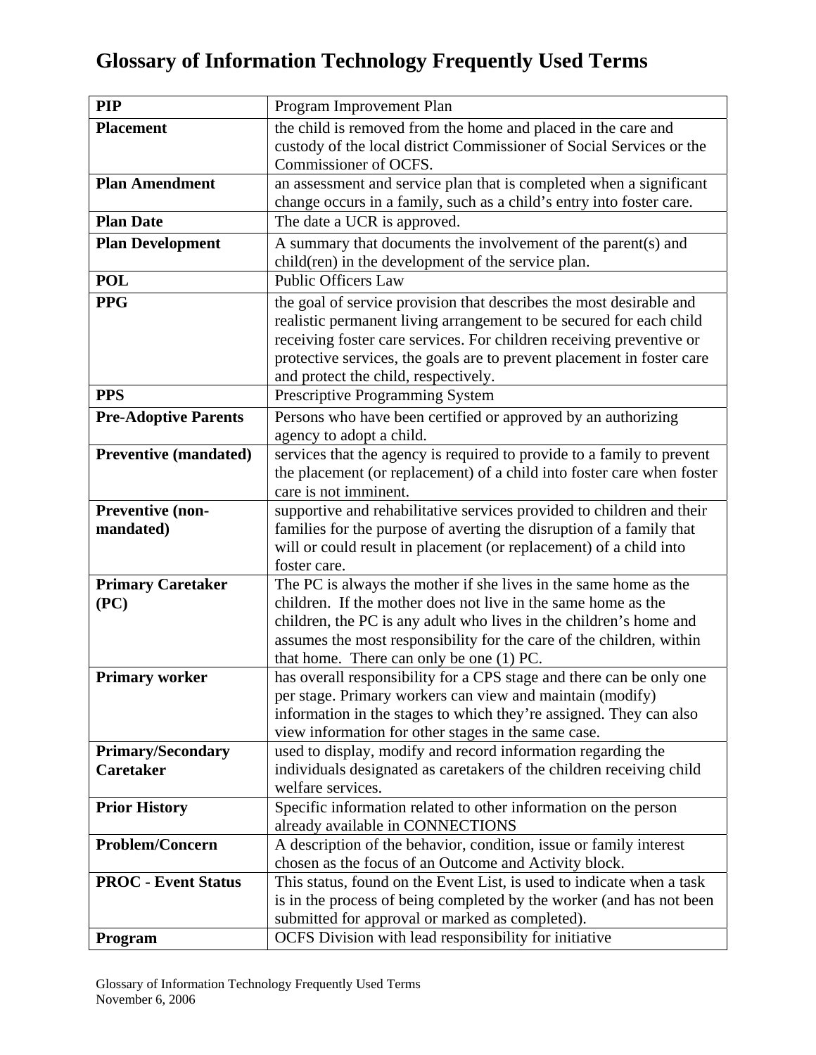# Glossary of Information Technology Frequently Used Terms

| | |
|---|---|
| **PIP** | Program Improvement Plan |
| **Placement** | the child is removed from the home and placed in the care and custody of the local district Commissioner of Social Services or the Commissioner of OCFS. |
| **Plan Amendment** | an assessment and service plan that is completed when a significant change occurs in a family, such as a child's entry into foster care. |
| **Plan Date** | The date a UCR is approved. |
| **Plan Development** | A summary that documents the involvement of the parent(s) and child(ren) in the development of the service plan. |
| **POL** | Public Officers Law |
| **PPG** | the goal of service provision that describes the most desirable and realistic permanent living arrangement to be secured for each child receiving foster care services. For children receiving preventive or protective services, the goals are to prevent placement in foster care and protect the child, respectively. |
| **PPS** | Prescriptive Programming System |
| **Pre-Adoptive Parents** | Persons who have been certified or approved by an authorizing agency to adopt a child. |
| **Preventive (mandated)** | services that the agency is required to provide to a family to prevent the placement (or replacement) of a child into foster care when foster care is not imminent. |
| **Preventive (non-mandated)** | supportive and rehabilitative services provided to children and their families for the purpose of averting the disruption of a family that will or could result in placement (or replacement) of a child into foster care. |
| **Primary Caretaker (PC)** | The PC is always the mother if she lives in the same home as the children. If the mother does not live in the same home as the children, the PC is any adult who lives in the children's home and assumes the most responsibility for the care of the children, within that home. There can only be one (1) PC. |
| **Primary worker** | has overall responsibility for a CPS stage and there can be only one per stage. Primary workers can view and maintain (modify) information in the stages to which they're assigned. They can also view information for other stages in the same case. |
| **Primary/Secondary Caretaker** | used to display, modify and record information regarding the individuals designated as caretakers of the children receiving child welfare services. |
| **Prior History** | Specific information related to other information on the person already available in CONNECTIONS |
| **Problem/Concern** | A description of the behavior, condition, issue or family interest chosen as the focus of an Outcome and Activity block. |
| **PROC - Event Status** | This status, found on the Event List, is used to indicate when a task is in the process of being completed by the worker (and has not been submitted for approval or marked as completed). |
| **Program** | OCFS Division with lead responsibility for initiative |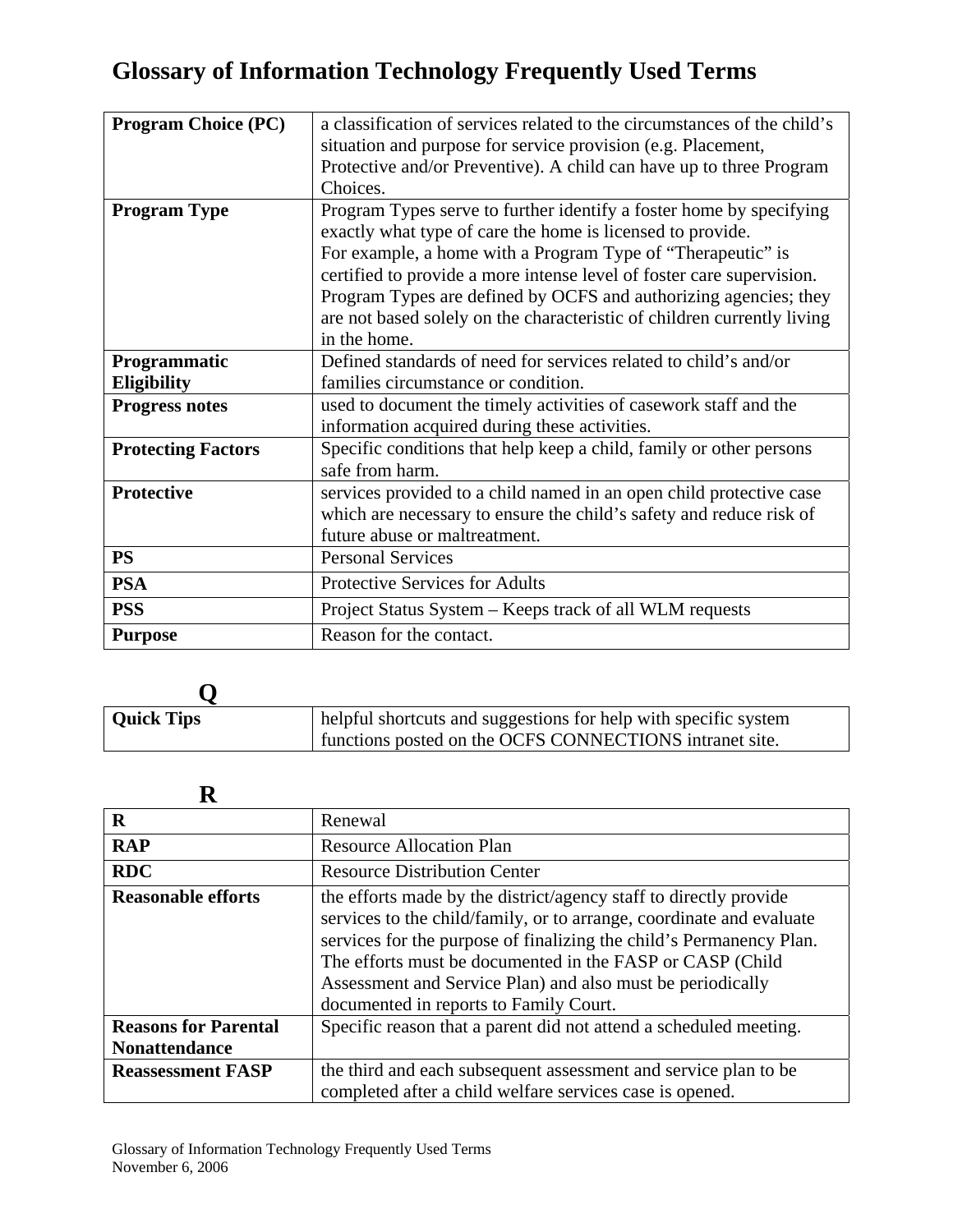# Glossary of Information Technology Frequently Used Terms

| | |
|---|---|
| **Program Choice (PC)** | a classification of services related to the circumstances of the child's situation and purpose for service provision (e.g. Placement, Protective and/or Preventive). A child can have up to three Program Choices. |
| **Program Type** | Program Types serve to further identify a foster home by specifying exactly what type of care the home is licensed to provide. For example, a home with a Program Type of "Therapeutic" is certified to provide a more intense level of foster care supervision. Program Types are defined by OCFS and authorizing agencies; they are not based solely on the characteristic of children currently living in the home. |
| **Programmatic Eligibility** | Defined standards of need for services related to child's and/or families circumstance or condition. |
| **Progress notes** | used to document the timely activities of casework staff and the information acquired during these activities. |
| **Protecting Factors** | Specific conditions that help keep a child, family or other persons safe from harm. |
| **Protective** | services provided to a child named in an open child protective case which are necessary to ensure the child's safety and reduce risk of future abuse or maltreatment. |
| **PS** | Personal Services |
| **PSA** | Protective Services for Adults |
| **PSS** | Project Status System – Keeps track of all WLM requests |
| **Purpose** | Reason for the contact. |

## Q

| | |
|---|---|
| **Quick Tips** | helpful shortcuts and suggestions for help with specific system functions posted on the OCFS CONNECTIONS intranet site. |

## R

| | |
|---|---|
| **R** | Renewal |
| **RAP** | Resource Allocation Plan |
| **RDC** | Resource Distribution Center |
| **Reasonable efforts** | the efforts made by the district/agency staff to directly provide services to the child/family, or to arrange, coordinate and evaluate services for the purpose of finalizing the child's Permanency Plan. The efforts must be documented in the FASP or CASP (Child Assessment and Service Plan) and also must be periodically documented in reports to Family Court. |
| **Reasons for Parental Nonattendance** | Specific reason that a parent did not attend a scheduled meeting. |
| **Reassessment FASP** | the third and each subsequent assessment and service plan to be completed after a child welfare services case is opened. |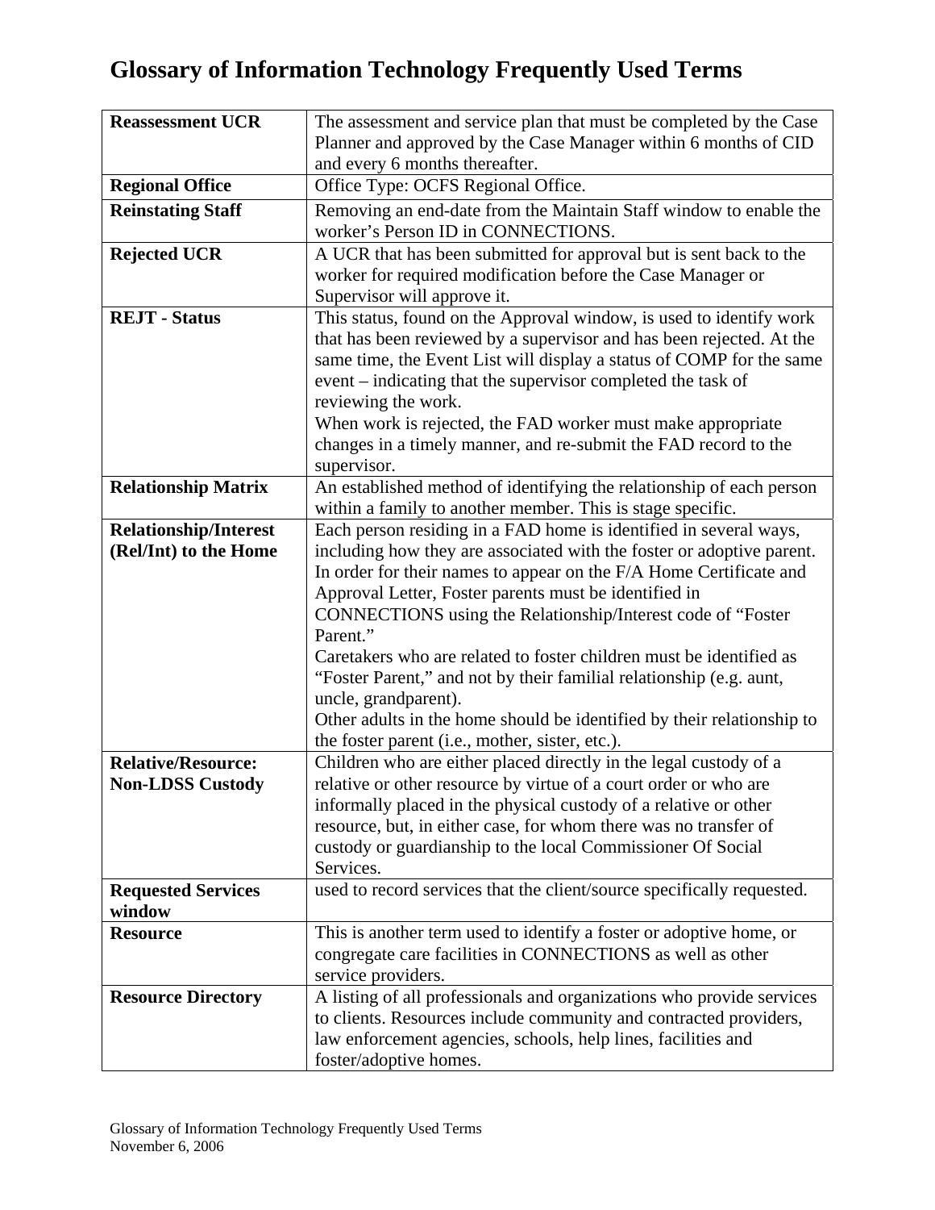# Glossary of Information Technology Frequently Used Terms

| | |
|---|---|
| **Reassessment UCR** | The assessment and service plan that must be completed by the Case Planner and approved by the Case Manager within 6 months of CID and every 6 months thereafter. |
| **Regional Office** | Office Type: OCFS Regional Office. |
| **Reinstating Staff** | Removing an end-date from the Maintain Staff window to enable the worker's Person ID in CONNECTIONS. |
| **Rejected UCR** | A UCR that has been submitted for approval but is sent back to the worker for required modification before the Case Manager or Supervisor will approve it. |
| **REJT - Status** | This status, found on the Approval window, is used to identify work that has been reviewed by a supervisor and has been rejected. At the same time, the Event List will display a status of COMP for the same event – indicating that the supervisor completed the task of reviewing the work.<br>When work is rejected, the FAD worker must make appropriate changes in a timely manner, and re-submit the FAD record to the supervisor. |
| **Relationship Matrix** | An established method of identifying the relationship of each person within a family to another member. This is stage specific. |
| **Relationship/Interest (Rel/Int) to the Home** | Each person residing in a FAD home is identified in several ways, including how they are associated with the foster or adoptive parent. In order for their names to appear on the F/A Home Certificate and Approval Letter, Foster parents must be identified in CONNECTIONS using the Relationship/Interest code of "Foster Parent."<br>Caretakers who are related to foster children must be identified as "Foster Parent," and not by their familial relationship (e.g. aunt, uncle, grandparent).<br>Other adults in the home should be identified by their relationship to the foster parent (i.e., mother, sister, etc.). |
| **Relative/Resource: Non-LDSS Custody** | Children who are either placed directly in the legal custody of a relative or other resource by virtue of a court order or who are informally placed in the physical custody of a relative or other resource, but, in either case, for whom there was no transfer of custody or guardianship to the local Commissioner Of Social Services. |
| **Requested Services window** | used to record services that the client/source specifically requested. |
| **Resource** | This is another term used to identify a foster or adoptive home, or congregate care facilities in CONNECTIONS as well as other service providers. |
| **Resource Directory** | A listing of all professionals and organizations who provide services to clients. Resources include community and contracted providers, law enforcement agencies, schools, help lines, facilities and foster/adoptive homes. |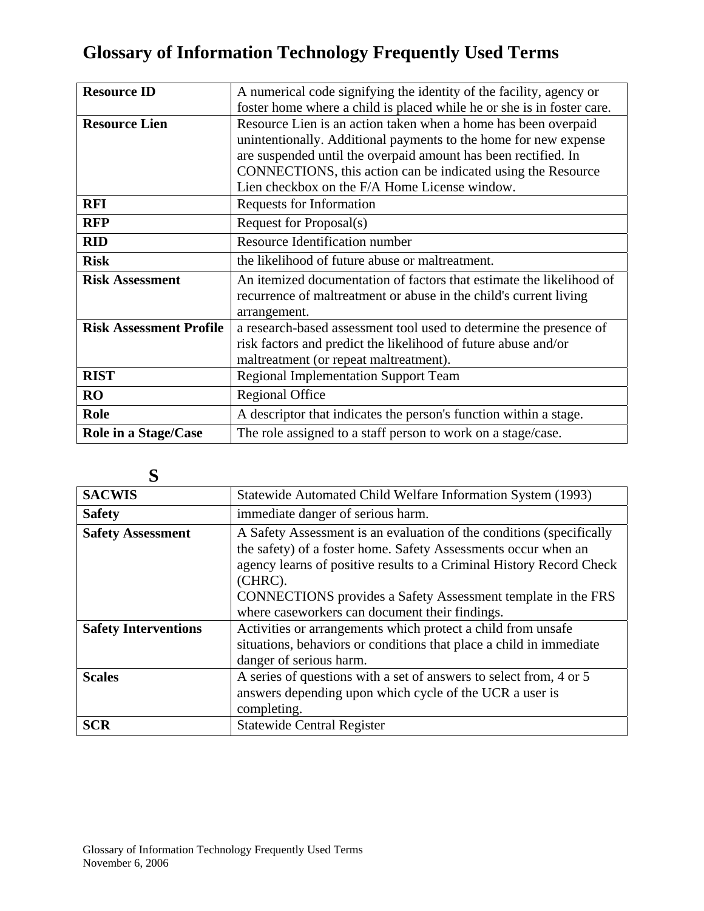# Glossary of Information Technology Frequently Used Terms

| | |
|---|---|
| **Resource ID** | A numerical code signifying the identity of the facility, agency or foster home where a child is placed while he or she is in foster care. |
| **Resource Lien** | Resource Lien is an action taken when a home has been overpaid unintentionally. Additional payments to the home for new expense are suspended until the overpaid amount has been rectified. In CONNECTIONS, this action can be indicated using the Resource Lien checkbox on the F/A Home License window. |
| **RFI** | Requests for Information |
| **RFP** | Request for Proposal(s) |
| **RID** | Resource Identification number |
| **Risk** | the likelihood of future abuse or maltreatment. |
| **Risk Assessment** | An itemized documentation of factors that estimate the likelihood of recurrence of maltreatment or abuse in the child's current living arrangement. |
| **Risk Assessment Profile** | a research-based assessment tool used to determine the presence of risk factors and predict the likelihood of future abuse and/or maltreatment (or repeat maltreatment). |
| **RIST** | Regional Implementation Support Team |
| **RO** | Regional Office |
| **Role** | A descriptor that indicates the person's function within a stage. |
| **Role in a Stage/Case** | The role assigned to a staff person to work on a stage/case. |

## S

| | |
|---|---|
| **SACWIS** | Statewide Automated Child Welfare Information System (1993) |
| **Safety** | immediate danger of serious harm. |
| **Safety Assessment** | A Safety Assessment is an evaluation of the conditions (specifically the safety) of a foster home. Safety Assessments occur when an agency learns of positive results to a Criminal History Record Check (CHRC).<br>CONNECTIONS provides a Safety Assessment template in the FRS where caseworkers can document their findings. |
| **Safety Interventions** | Activities or arrangements which protect a child from unsafe situations, behaviors or conditions that place a child in immediate danger of serious harm. |
| **Scales** | A series of questions with a set of answers to select from, 4 or 5 answers depending upon which cycle of the UCR a user is completing. |
| **SCR** | Statewide Central Register |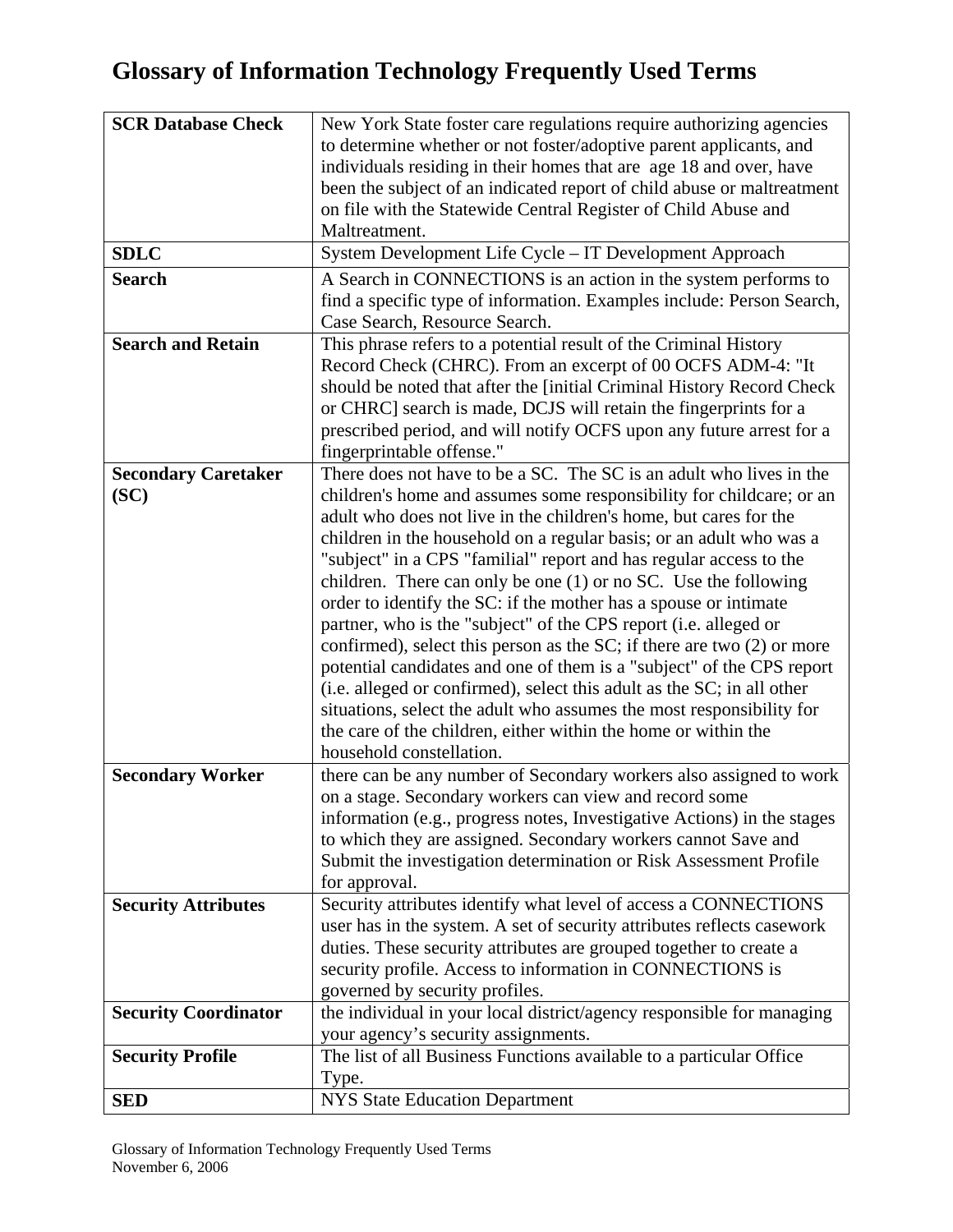# Glossary of Information Technology Frequently Used Terms

| | |
|---|---|
| **SCR Database Check** | New York State foster care regulations require authorizing agencies to determine whether or not foster/adoptive parent applicants, and individuals residing in their homes that are age 18 and over, have been the subject of an indicated report of child abuse or maltreatment on file with the Statewide Central Register of Child Abuse and Maltreatment. |
| **SDLC** | System Development Life Cycle – IT Development Approach |
| **Search** | A Search in CONNECTIONS is an action in the system performs to find a specific type of information. Examples include: Person Search, Case Search, Resource Search. |
| **Search and Retain** | This phrase refers to a potential result of the Criminal History Record Check (CHRC). From an excerpt of 00 OCFS ADM-4: "It should be noted that after the [initial Criminal History Record Check or CHRC] search is made, DCJS will retain the fingerprints for a prescribed period, and will notify OCFS upon any future arrest for a fingerprintable offense." |
| **Secondary Caretaker (SC)** | There does not have to be a SC. The SC is an adult who lives in the children's home and assumes some responsibility for childcare; or an adult who does not live in the children's home, but cares for the children in the household on a regular basis; or an adult who was a "subject" in a CPS "familial" report and has regular access to the children. There can only be one (1) or no SC. Use the following order to identify the SC: if the mother has a spouse or intimate partner, who is the "subject" of the CPS report (i.e. alleged or confirmed), select this person as the SC; if there are two (2) or more potential candidates and one of them is a "subject" of the CPS report (i.e. alleged or confirmed), select this adult as the SC; in all other situations, select the adult who assumes the most responsibility for the care of the children, either within the home or within the household constellation. |
| **Secondary Worker** | there can be any number of Secondary workers also assigned to work on a stage. Secondary workers can view and record some information (e.g., progress notes, Investigative Actions) in the stages to which they are assigned. Secondary workers cannot Save and Submit the investigation determination or Risk Assessment Profile for approval. |
| **Security Attributes** | Security attributes identify what level of access a CONNECTIONS user has in the system. A set of security attributes reflects casework duties. These security attributes are grouped together to create a security profile. Access to information in CONNECTIONS is governed by security profiles. |
| **Security Coordinator** | the individual in your local district/agency responsible for managing your agency's security assignments. |
| **Security Profile** | The list of all Business Functions available to a particular Office Type. |
| **SED** | NYS State Education Department |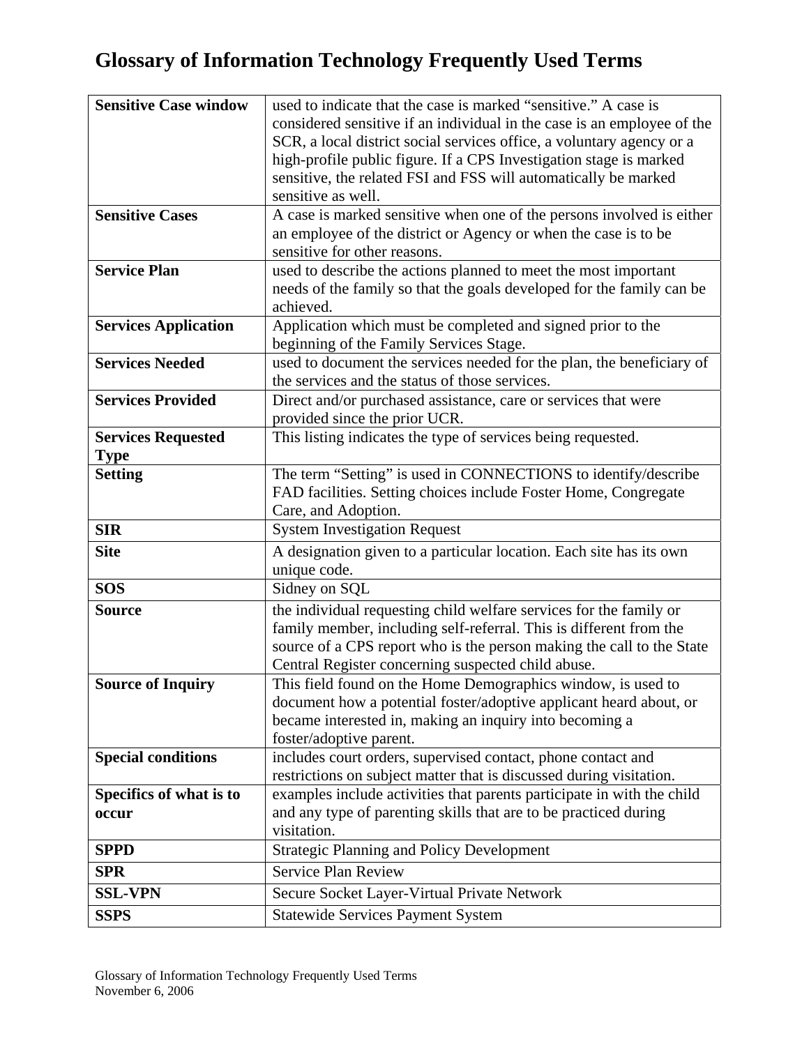# Glossary of Information Technology Frequently Used Terms

| | |
|---|---|
| **Sensitive Case window** | used to indicate that the case is marked "sensitive." A case is considered sensitive if an individual in the case is an employee of the SCR, a local district social services office, a voluntary agency or a high-profile public figure. If a CPS Investigation stage is marked sensitive, the related FSI and FSS will automatically be marked sensitive as well. |
| **Sensitive Cases** | A case is marked sensitive when one of the persons involved is either an employee of the district or Agency or when the case is to be sensitive for other reasons. |
| **Service Plan** | used to describe the actions planned to meet the most important needs of the family so that the goals developed for the family can be achieved. |
| **Services Application** | Application which must be completed and signed prior to the beginning of the Family Services Stage. |
| **Services Needed** | used to document the services needed for the plan, the beneficiary of the services and the status of those services. |
| **Services Provided** | Direct and/or purchased assistance, care or services that were provided since the prior UCR. |
| **Services Requested Type** | This listing indicates the type of services being requested. |
| **Setting** | The term "Setting" is used in CONNECTIONS to identify/describe FAD facilities. Setting choices include Foster Home, Congregate Care, and Adoption. |
| **SIR** | System Investigation Request |
| **Site** | A designation given to a particular location. Each site has its own unique code. |
| **SOS** | Sidney on SQL |
| **Source** | the individual requesting child welfare services for the family or family member, including self-referral. This is different from the source of a CPS report who is the person making the call to the State Central Register concerning suspected child abuse. |
| **Source of Inquiry** | This field found on the Home Demographics window, is used to document how a potential foster/adoptive applicant heard about, or became interested in, making an inquiry into becoming a foster/adoptive parent. |
| **Special conditions** | includes court orders, supervised contact, phone contact and restrictions on subject matter that is discussed during visitation. |
| **Specifics of what is to occur** | examples include activities that parents participate in with the child and any type of parenting skills that are to be practiced during visitation. |
| **SPPD** | Strategic Planning and Policy Development |
| **SPR** | Service Plan Review |
| **SSL-VPN** | Secure Socket Layer-Virtual Private Network |
| **SSPS** | Statewide Services Payment System |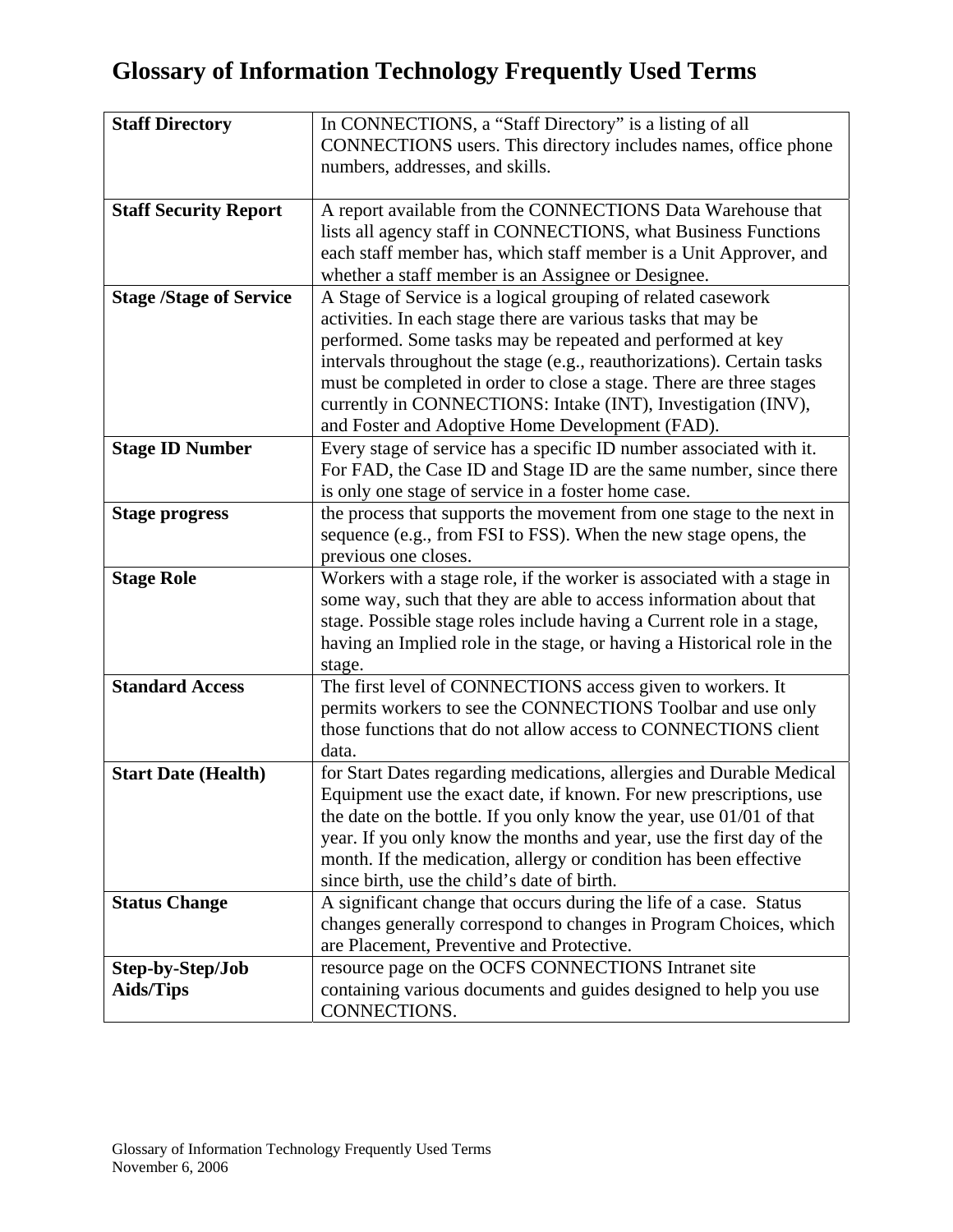# Glossary of Information Technology Frequently Used Terms

| | |
|---|---|
| **Staff Directory** | In CONNECTIONS, a “Staff Directory” is a listing of all CONNECTIONS users. This directory includes names, office phone numbers, addresses, and skills. |
| **Staff Security Report** | A report available from the CONNECTIONS Data Warehouse that lists all agency staff in CONNECTIONS, what Business Functions each staff member has, which staff member is a Unit Approver, and whether a staff member is an Assignee or Designee. |
| **Stage /Stage of Service** | A Stage of Service is a logical grouping of related casework activities. In each stage there are various tasks that may be performed. Some tasks may be repeated and performed at key intervals throughout the stage (e.g., reauthorizations). Certain tasks must be completed in order to close a stage. There are three stages currently in CONNECTIONS: Intake (INT), Investigation (INV), and Foster and Adoptive Home Development (FAD). |
| **Stage ID Number** | Every stage of service has a specific ID number associated with it. For FAD, the Case ID and Stage ID are the same number, since there is only one stage of service in a foster home case. |
| **Stage progress** | the process that supports the movement from one stage to the next in sequence (e.g., from FSI to FSS). When the new stage opens, the previous one closes. |
| **Stage Role** | Workers with a stage role, if the worker is associated with a stage in some way, such that they are able to access information about that stage. Possible stage roles include having a Current role in a stage, having an Implied role in the stage, or having a Historical role in the stage. |
| **Standard Access** | The first level of CONNECTIONS access given to workers. It permits workers to see the CONNECTIONS Toolbar and use only those functions that do not allow access to CONNECTIONS client data. |
| **Start Date (Health)** | for Start Dates regarding medications, allergies and Durable Medical Equipment use the exact date, if known. For new prescriptions, use the date on the bottle. If you only know the year, use 01/01 of that year. If you only know the months and year, use the first day of the month. If the medication, allergy or condition has been effective since birth, use the child’s date of birth. |
| **Status Change** | A significant change that occurs during the life of a case. Status changes generally correspond to changes in Program Choices, which are Placement, Preventive and Protective. |
| **Step-by-Step/Job Aids/Tips** | resource page on the OCFS CONNECTIONS Intranet site containing various documents and guides designed to help you use CONNECTIONS. |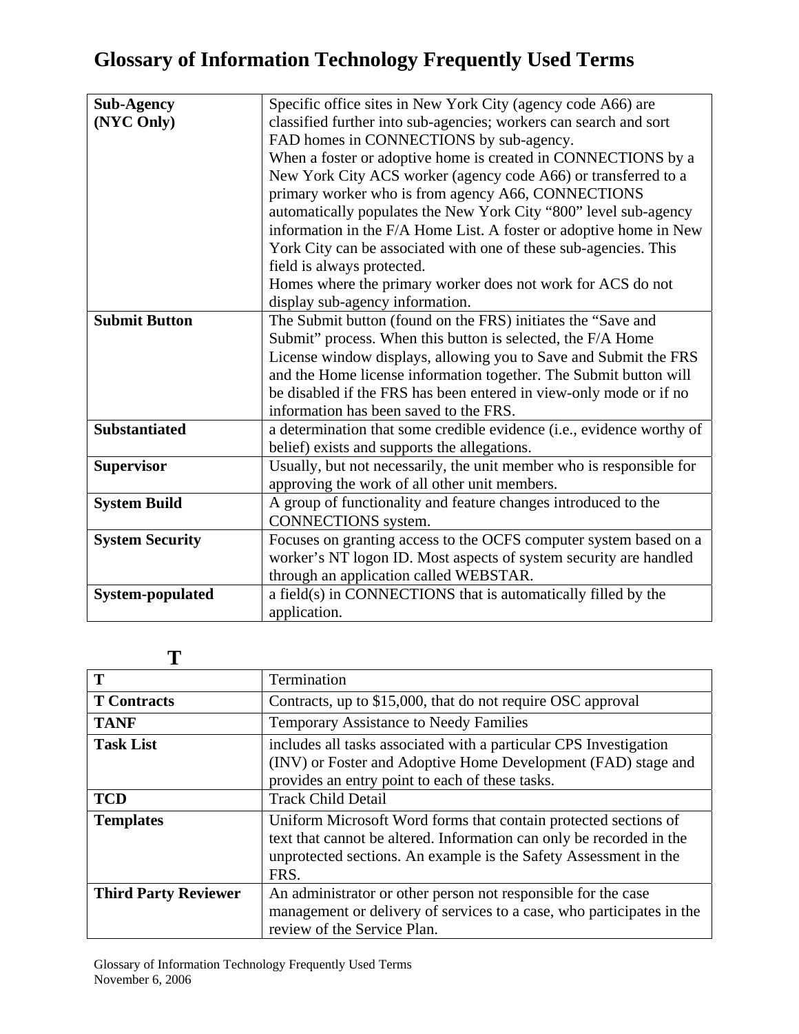# Glossary of Information Technology Frequently Used Terms

| | |
|---|---|
| **Sub-Agency (NYC Only)** | Specific office sites in New York City (agency code A66) are classified further into sub-agencies; workers can search and sort FAD homes in CONNECTIONS by sub-agency.<br>When a foster or adoptive home is created in CONNECTIONS by a New York City ACS worker (agency code A66) or transferred to a primary worker who is from agency A66, CONNECTIONS automatically populates the New York City "800" level sub-agency information in the F/A Home List. A foster or adoptive home in New York City can be associated with one of these sub-agencies. This field is always protected.<br>Homes where the primary worker does not work for ACS do not display sub-agency information. |
| **Submit Button** | The Submit button (found on the FRS) initiates the "Save and Submit" process. When this button is selected, the F/A Home License window displays, allowing you to Save and Submit the FRS and the Home license information together. The Submit button will be disabled if the FRS has been entered in view-only mode or if no information has been saved to the FRS. |
| **Substantiated** | a determination that some credible evidence (i.e., evidence worthy of belief) exists and supports the allegations. |
| **Supervisor** | Usually, but not necessarily, the unit member who is responsible for approving the work of all other unit members. |
| **System Build** | A group of functionality and feature changes introduced to the CONNECTIONS system. |
| **System Security** | Focuses on granting access to the OCFS computer system based on a worker's NT logon ID. Most aspects of system security are handled through an application called WEBSTAR. |
| **System-populated** | a field(s) in CONNECTIONS that is automatically filled by the application. |

## T

| | |
|---|---|
| **T** | Termination |
| **T Contracts** | Contracts, up to $15,000, that do not require OSC approval |
| **TANF** | Temporary Assistance to Needy Families |
| **Task List** | includes all tasks associated with a particular CPS Investigation (INV) or Foster and Adoptive Home Development (FAD) stage and provides an entry point to each of these tasks. |
| **TCD** | Track Child Detail |
| **Templates** | Uniform Microsoft Word forms that contain protected sections of text that cannot be altered. Information can only be recorded in the unprotected sections. An example is the Safety Assessment in the FRS. |
| **Third Party Reviewer** | An administrator or other person not responsible for the case management or delivery of services to a case, who participates in the review of the Service Plan. |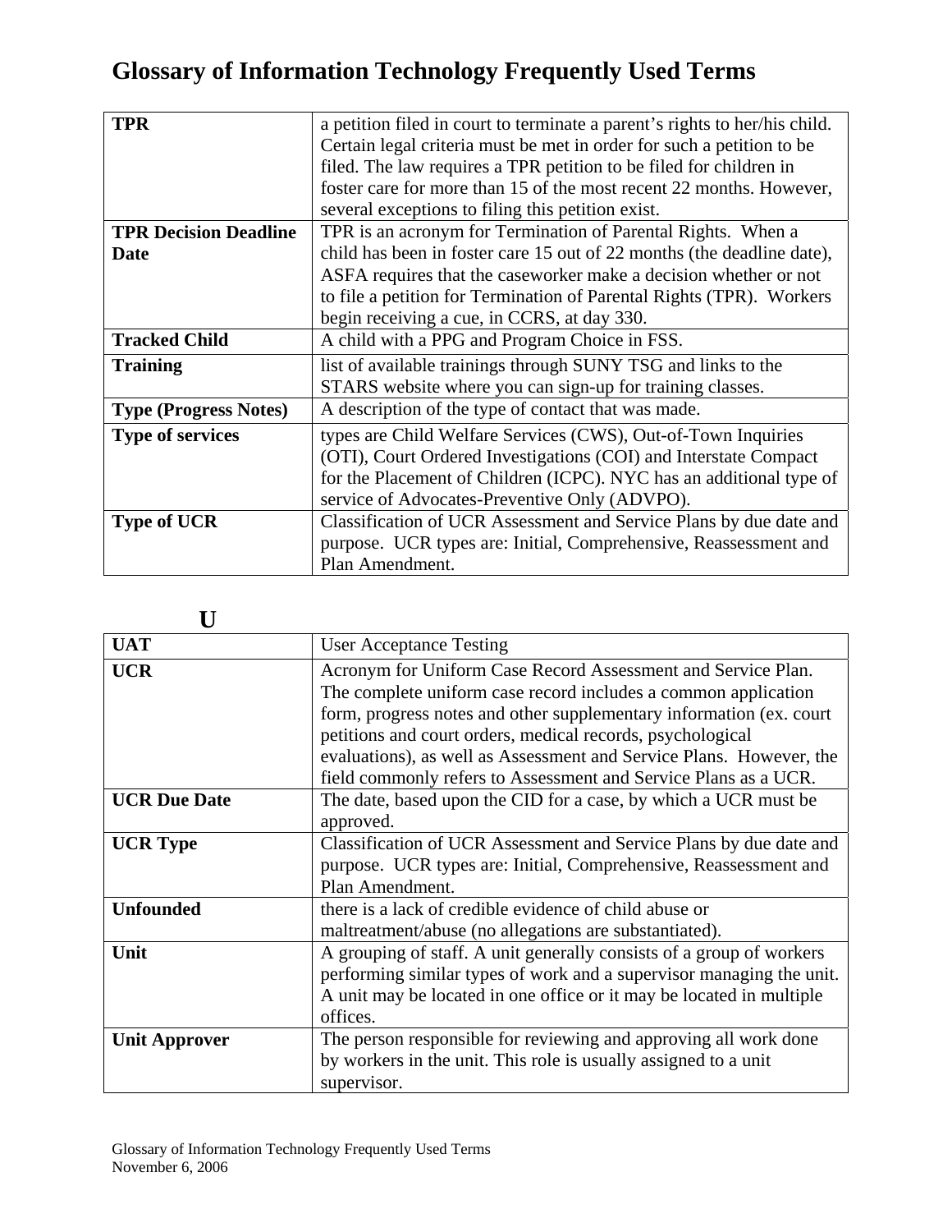# Glossary of Information Technology Frequently Used Terms

| | |
|---|---|
| **TPR** | a petition filed in court to terminate a parent's rights to her/his child. Certain legal criteria must be met in order for such a petition to be filed. The law requires a TPR petition to be filed for children in foster care for more than 15 of the most recent 22 months. However, several exceptions to filing this petition exist. |
| **TPR Decision Deadline Date** | TPR is an acronym for Termination of Parental Rights. When a child has been in foster care 15 out of 22 months (the deadline date), ASFA requires that the caseworker make a decision whether or not to file a petition for Termination of Parental Rights (TPR). Workers begin receiving a cue, in CCRS, at day 330. |
| **Tracked Child** | A child with a PPG and Program Choice in FSS. |
| **Training** | list of available trainings through SUNY TSG and links to the STARS website where you can sign-up for training classes. |
| **Type (Progress Notes)** | A description of the type of contact that was made. |
| **Type of services** | types are Child Welfare Services (CWS), Out-of-Town Inquiries (OTI), Court Ordered Investigations (COI) and Interstate Compact for the Placement of Children (ICPC). NYC has an additional type of service of Advocates-Preventive Only (ADVPO). |
| **Type of UCR** | Classification of UCR Assessment and Service Plans by due date and purpose. UCR types are: Initial, Comprehensive, Reassessment and Plan Amendment. |

## U

| | |
|---|---|
| **UAT** | User Acceptance Testing |
| **UCR** | Acronym for Uniform Case Record Assessment and Service Plan. The complete uniform case record includes a common application form, progress notes and other supplementary information (ex. court petitions and court orders, medical records, psychological evaluations), as well as Assessment and Service Plans. However, the field commonly refers to Assessment and Service Plans as a UCR. |
| **UCR Due Date** | The date, based upon the CID for a case, by which a UCR must be approved. |
| **UCR Type** | Classification of UCR Assessment and Service Plans by due date and purpose. UCR types are: Initial, Comprehensive, Reassessment and Plan Amendment. |
| **Unfounded** | there is a lack of credible evidence of child abuse or maltreatment/abuse (no allegations are substantiated). |
| **Unit** | A grouping of staff. A unit generally consists of a group of workers performing similar types of work and a supervisor managing the unit. A unit may be located in one office or it may be located in multiple offices. |
| **Unit Approver** | The person responsible for reviewing and approving all work done by workers in the unit. This role is usually assigned to a unit supervisor. |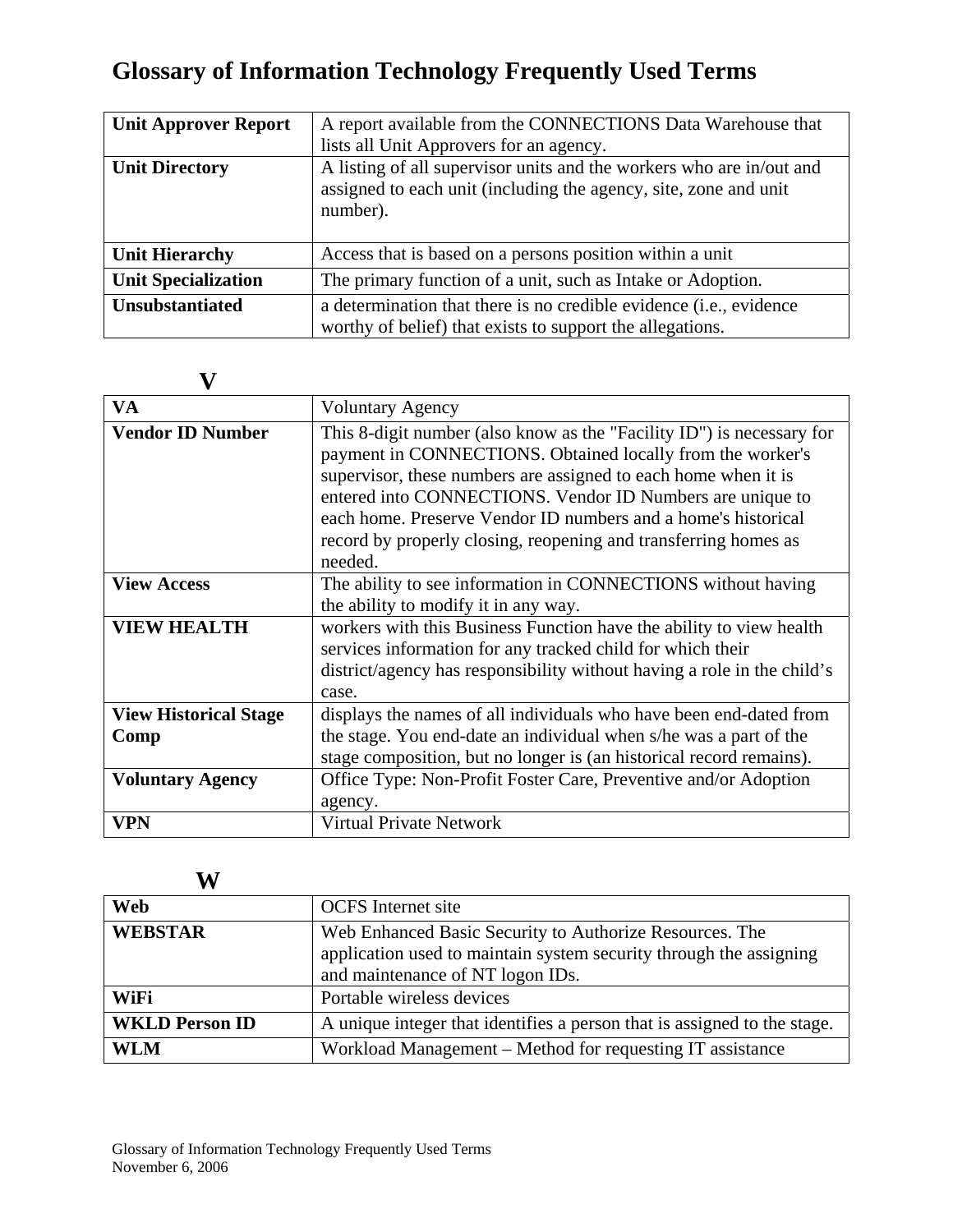# Glossary of Information Technology Frequently Used Terms

| | |
|---|---|
| **Unit Approver Report** | A report available from the CONNECTIONS Data Warehouse that lists all Unit Approvers for an agency. |
| **Unit Directory** | A listing of all supervisor units and the workers who are in/out and assigned to each unit (including the agency, site, zone and unit number). |
| **Unit Hierarchy** | Access that is based on a persons position within a unit |
| **Unit Specialization** | The primary function of a unit, such as Intake or Adoption. |
| **Unsubstantiated** | a determination that there is no credible evidence (i.e., evidence worthy of belief) that exists to support the allegations. |

## V

| | |
|---|---|
| **VA** | Voluntary Agency |
| **Vendor ID Number** | This 8-digit number (also know as the "Facility ID") is necessary for payment in CONNECTIONS. Obtained locally from the worker's supervisor, these numbers are assigned to each home when it is entered into CONNECTIONS. Vendor ID Numbers are unique to each home. Preserve Vendor ID numbers and a home's historical record by properly closing, reopening and transferring homes as needed. |
| **View Access** | The ability to see information in CONNECTIONS without having the ability to modify it in any way. |
| **VIEW HEALTH** | workers with this Business Function have the ability to view health services information for any tracked child for which their district/agency has responsibility without having a role in the child's case. |
| **View Historical Stage Comp** | displays the names of all individuals who have been end-dated from the stage. You end-date an individual when s/he was a part of the stage composition, but no longer is (an historical record remains). |
| **Voluntary Agency** | Office Type: Non-Profit Foster Care, Preventive and/or Adoption agency. |
| **VPN** | Virtual Private Network |

## W

| | |
|---|---|
| **Web** | OCFS Internet site |
| **WEBSTAR** | Web Enhanced Basic Security to Authorize Resources. The application used to maintain system security through the assigning and maintenance of NT logon IDs. |
| **WiFi** | Portable wireless devices |
| **WKLD Person ID** | A unique integer that identifies a person that is assigned to the stage. |
| **WLM** | Workload Management – Method for requesting IT assistance |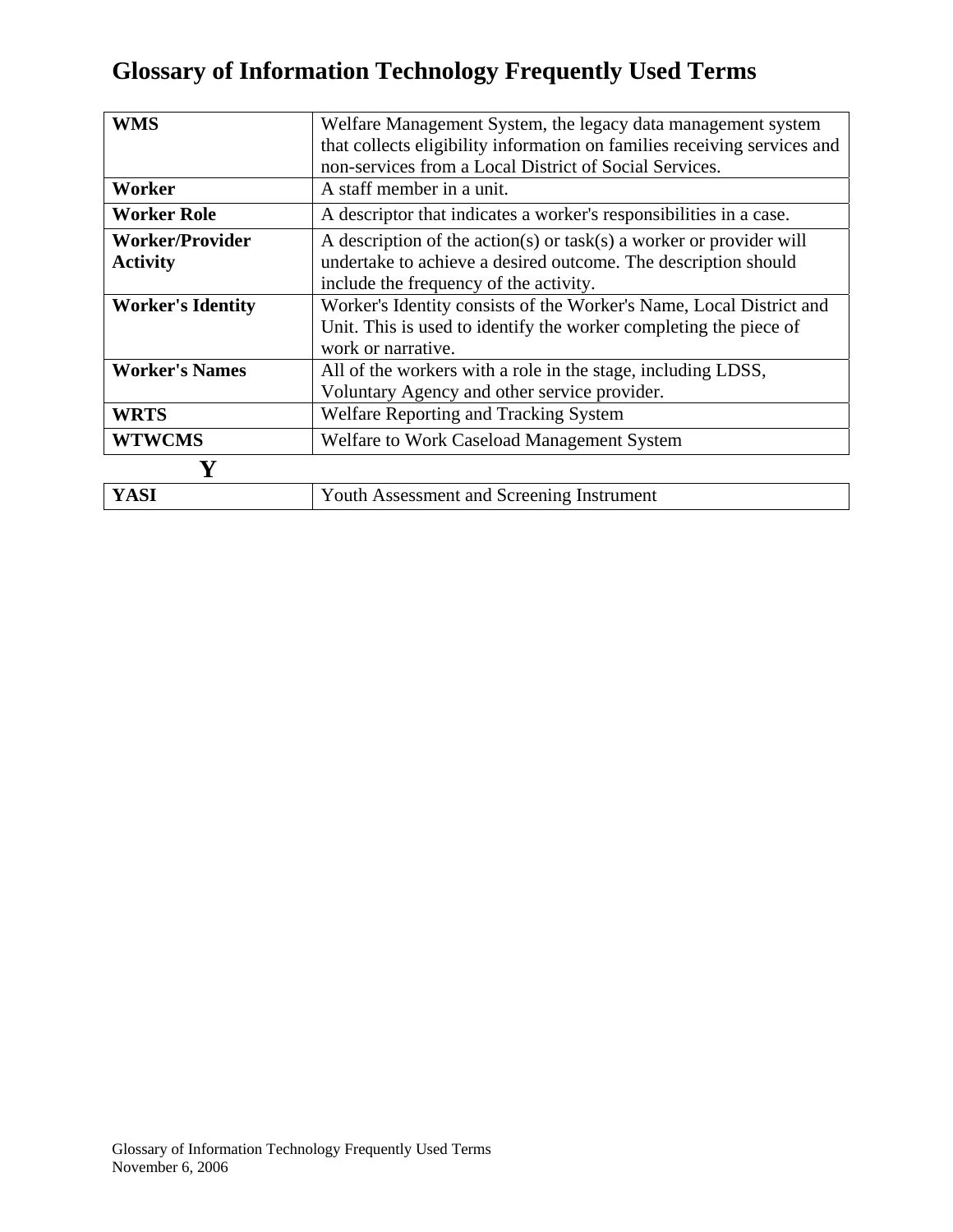# Glossary of Information Technology Frequently Used Terms

| | |
|---|---|
| **WMS** | Welfare Management System, the legacy data management system that collects eligibility information on families receiving services and non-services from a Local District of Social Services. |
| **Worker** | A staff member in a unit. |
| **Worker Role** | A descriptor that indicates a worker's responsibilities in a case. |
| **Worker/Provider Activity** | A description of the action(s) or task(s) a worker or provider will undertake to achieve a desired outcome. The description should include the frequency of the activity. |
| **Worker's Identity** | Worker's Identity consists of the Worker's Name, Local District and Unit. This is used to identify the worker completing the piece of work or narrative. |
| **Worker's Names** | All of the workers with a role in the stage, including LDSS, Voluntary Agency and other service provider. |
| **WRTS** | Welfare Reporting and Tracking System |
| **WTWCMS** | Welfare to Work Caseload Management System |

## Y

| | |
|---|---|
| **YASI** | Youth Assessment and Screening Instrument |